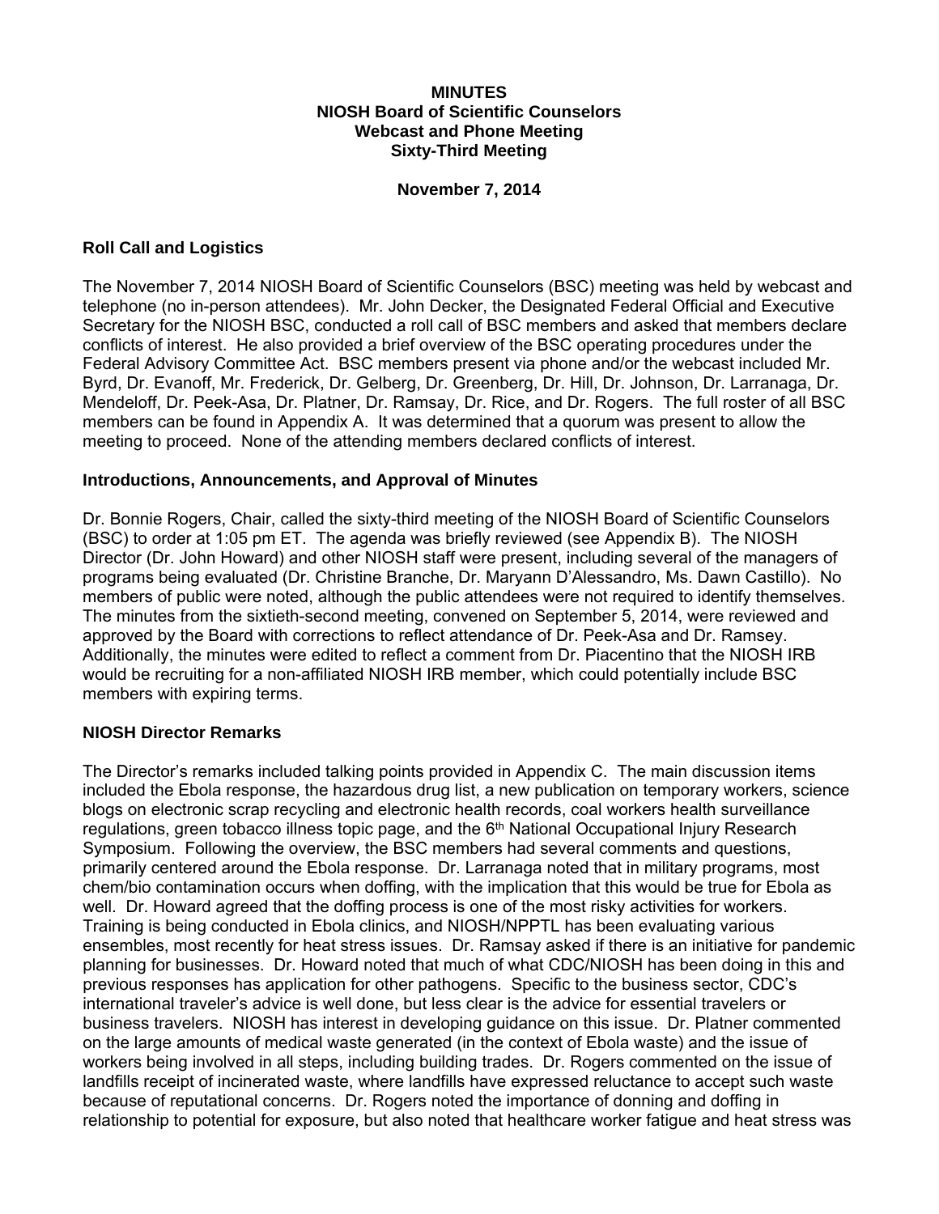**MINUTES**
**NIOSH Board of Scientific Counselors**
**Webcast and Phone Meeting**
**Sixty-Third Meeting**

**November 7, 2014**

## Roll Call and Logistics

The November 7, 2014 NIOSH Board of Scientific Counselors (BSC) meeting was held by webcast and telephone (no in-person attendees). Mr. John Decker, the Designated Federal Official and Executive Secretary for the NIOSH BSC, conducted a roll call of BSC members and asked that members declare conflicts of interest. He also provided a brief overview of the BSC operating procedures under the Federal Advisory Committee Act. BSC members present via phone and/or the webcast included Mr. Byrd, Dr. Evanoff, Mr. Frederick, Dr. Gelberg, Dr. Greenberg, Dr. Hill, Dr. Johnson, Dr. Larranaga, Dr. Mendeloff, Dr. Peek-Asa, Dr. Platner, Dr. Ramsay, Dr. Rice, and Dr. Rogers. The full roster of all BSC members can be found in Appendix A. It was determined that a quorum was present to allow the meeting to proceed. None of the attending members declared conflicts of interest.

## Introductions, Announcements, and Approval of Minutes

Dr. Bonnie Rogers, Chair, called the sixty-third meeting of the NIOSH Board of Scientific Counselors (BSC) to order at 1:05 pm ET. The agenda was briefly reviewed (see Appendix B). The NIOSH Director (Dr. John Howard) and other NIOSH staff were present, including several of the managers of programs being evaluated (Dr. Christine Branche, Dr. Maryann D'Alessandro, Ms. Dawn Castillo). No members of public were noted, although the public attendees were not required to identify themselves. The minutes from the sixtieth-second meeting, convened on September 5, 2014, were reviewed and approved by the Board with corrections to reflect attendance of Dr. Peek-Asa and Dr. Ramsey. Additionally, the minutes were edited to reflect a comment from Dr. Piacentino that the NIOSH IRB would be recruiting for a non-affiliated NIOSH IRB member, which could potentially include BSC members with expiring terms.

## NIOSH Director Remarks

The Director's remarks included talking points provided in Appendix C. The main discussion items included the Ebola response, the hazardous drug list, a new publication on temporary workers, science blogs on electronic scrap recycling and electronic health records, coal workers health surveillance regulations, green tobacco illness topic page, and the 6th National Occupational Injury Research Symposium. Following the overview, the BSC members had several comments and questions, primarily centered around the Ebola response. Dr. Larranaga noted that in military programs, most chem/bio contamination occurs when doffing, with the implication that this would be true for Ebola as well. Dr. Howard agreed that the doffing process is one of the most risky activities for workers. Training is being conducted in Ebola clinics, and NIOSH/NPPTL has been evaluating various ensembles, most recently for heat stress issues. Dr. Ramsay asked if there is an initiative for pandemic planning for businesses. Dr. Howard noted that much of what CDC/NIOSH has been doing in this and previous responses has application for other pathogens. Specific to the business sector, CDC's international traveler's advice is well done, but less clear is the advice for essential travelers or business travelers. NIOSH has interest in developing guidance on this issue. Dr. Platner commented on the large amounts of medical waste generated (in the context of Ebola waste) and the issue of workers being involved in all steps, including building trades. Dr. Rogers commented on the issue of landfills receipt of incinerated waste, where landfills have expressed reluctance to accept such waste because of reputational concerns. Dr. Rogers noted the importance of donning and doffing in relationship to potential for exposure, but also noted that healthcare worker fatigue and heat stress was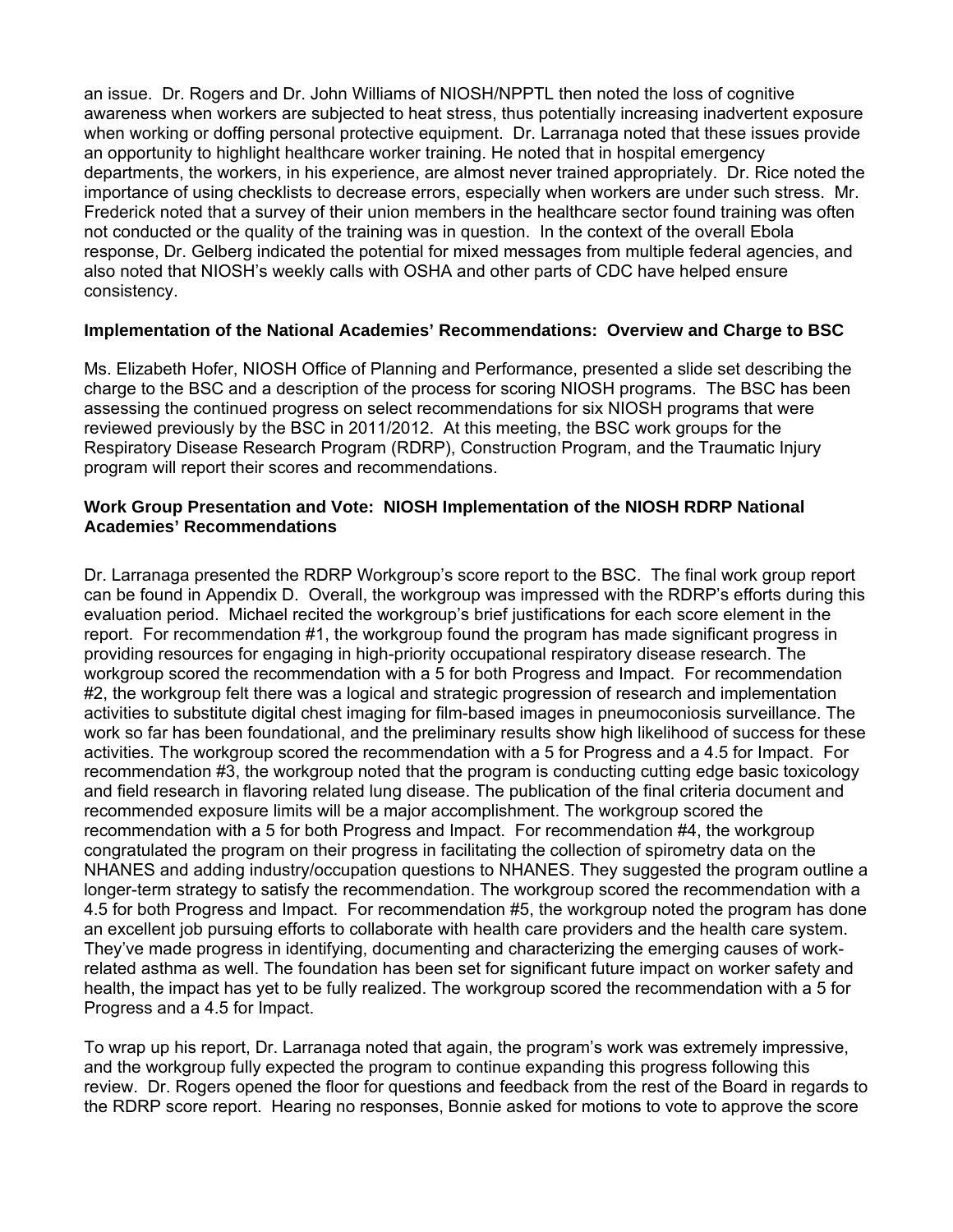an issue. Dr. Rogers and Dr. John Williams of NIOSH/NPPTL then noted the loss of cognitive awareness when workers are subjected to heat stress, thus potentially increasing inadvertent exposure when working or doffing personal protective equipment. Dr. Larranaga noted that these issues provide an opportunity to highlight healthcare worker training. He noted that in hospital emergency departments, the workers, in his experience, are almost never trained appropriately. Dr. Rice noted the importance of using checklists to decrease errors, especially when workers are under such stress. Mr. Frederick noted that a survey of their union members in the healthcare sector found training was often not conducted or the quality of the training was in question. In the context of the overall Ebola response, Dr. Gelberg indicated the potential for mixed messages from multiple federal agencies, and also noted that NIOSH's weekly calls with OSHA and other parts of CDC have helped ensure consistency.

**Implementation of the National Academies' Recommendations: Overview and Charge to BSC**

Ms. Elizabeth Hofer, NIOSH Office of Planning and Performance, presented a slide set describing the charge to the BSC and a description of the process for scoring NIOSH programs. The BSC has been assessing the continued progress on select recommendations for six NIOSH programs that were reviewed previously by the BSC in 2011/2012. At this meeting, the BSC work groups for the Respiratory Disease Research Program (RDRP), Construction Program, and the Traumatic Injury program will report their scores and recommendations.

**Work Group Presentation and Vote: NIOSH Implementation of the NIOSH RDRP National Academies' Recommendations**

Dr. Larranaga presented the RDRP Workgroup's score report to the BSC. The final work group report can be found in Appendix D. Overall, the workgroup was impressed with the RDRP's efforts during this evaluation period. Michael recited the workgroup's brief justifications for each score element in the report. For recommendation #1, the workgroup found the program has made significant progress in providing resources for engaging in high-priority occupational respiratory disease research. The workgroup scored the recommendation with a 5 for both Progress and Impact. For recommendation #2, the workgroup felt there was a logical and strategic progression of research and implementation activities to substitute digital chest imaging for film-based images in pneumoconiosis surveillance. The work so far has been foundational, and the preliminary results show high likelihood of success for these activities. The workgroup scored the recommendation with a 5 for Progress and a 4.5 for Impact. For recommendation #3, the workgroup noted that the program is conducting cutting edge basic toxicology and field research in flavoring related lung disease. The publication of the final criteria document and recommended exposure limits will be a major accomplishment. The workgroup scored the recommendation with a 5 for both Progress and Impact. For recommendation #4, the workgroup congratulated the program on their progress in facilitating the collection of spirometry data on the NHANES and adding industry/occupation questions to NHANES. They suggested the program outline a longer-term strategy to satisfy the recommendation. The workgroup scored the recommendation with a 4.5 for both Progress and Impact. For recommendation #5, the workgroup noted the program has done an excellent job pursuing efforts to collaborate with health care providers and the health care system. They've made progress in identifying, documenting and characterizing the emerging causes of work-related asthma as well. The foundation has been set for significant future impact on worker safety and health, the impact has yet to be fully realized. The workgroup scored the recommendation with a 5 for Progress and a 4.5 for Impact.

To wrap up his report, Dr. Larranaga noted that again, the program's work was extremely impressive, and the workgroup fully expected the program to continue expanding this progress following this review. Dr. Rogers opened the floor for questions and feedback from the rest of the Board in regards to the RDRP score report. Hearing no responses, Bonnie asked for motions to vote to approve the score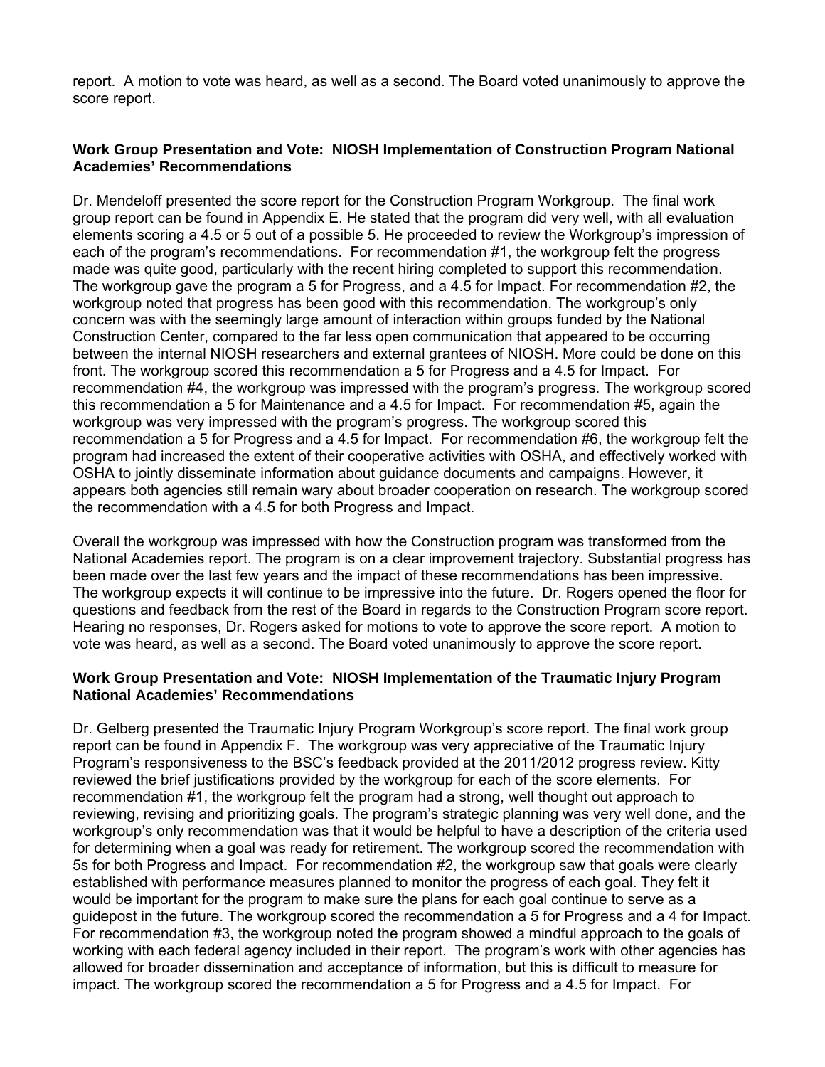report. A motion to vote was heard, as well as a second. The Board voted unanimously to approve the score report.

**Work Group Presentation and Vote: NIOSH Implementation of Construction Program National Academies' Recommendations**

Dr. Mendeloff presented the score report for the Construction Program Workgroup. The final work group report can be found in Appendix E. He stated that the program did very well, with all evaluation elements scoring a 4.5 or 5 out of a possible 5. He proceeded to review the Workgroup's impression of each of the program's recommendations. For recommendation #1, the workgroup felt the progress made was quite good, particularly with the recent hiring completed to support this recommendation. The workgroup gave the program a 5 for Progress, and a 4.5 for Impact. For recommendation #2, the workgroup noted that progress has been good with this recommendation. The workgroup's only concern was with the seemingly large amount of interaction within groups funded by the National Construction Center, compared to the far less open communication that appeared to be occurring between the internal NIOSH researchers and external grantees of NIOSH. More could be done on this front. The workgroup scored this recommendation a 5 for Progress and a 4.5 for Impact. For recommendation #4, the workgroup was impressed with the program's progress. The workgroup scored this recommendation a 5 for Maintenance and a 4.5 for Impact. For recommendation #5, again the workgroup was very impressed with the program's progress. The workgroup scored this recommendation a 5 for Progress and a 4.5 for Impact. For recommendation #6, the workgroup felt the program had increased the extent of their cooperative activities with OSHA, and effectively worked with OSHA to jointly disseminate information about guidance documents and campaigns. However, it appears both agencies still remain wary about broader cooperation on research. The workgroup scored the recommendation with a 4.5 for both Progress and Impact.

Overall the workgroup was impressed with how the Construction program was transformed from the National Academies report. The program is on a clear improvement trajectory. Substantial progress has been made over the last few years and the impact of these recommendations has been impressive. The workgroup expects it will continue to be impressive into the future. Dr. Rogers opened the floor for questions and feedback from the rest of the Board in regards to the Construction Program score report. Hearing no responses, Dr. Rogers asked for motions to vote to approve the score report. A motion to vote was heard, as well as a second. The Board voted unanimously to approve the score report.

**Work Group Presentation and Vote: NIOSH Implementation of the Traumatic Injury Program National Academies' Recommendations**

Dr. Gelberg presented the Traumatic Injury Program Workgroup's score report. The final work group report can be found in Appendix F. The workgroup was very appreciative of the Traumatic Injury Program's responsiveness to the BSC's feedback provided at the 2011/2012 progress review. Kitty reviewed the brief justifications provided by the workgroup for each of the score elements. For recommendation #1, the workgroup felt the program had a strong, well thought out approach to reviewing, revising and prioritizing goals. The program's strategic planning was very well done, and the workgroup's only recommendation was that it would be helpful to have a description of the criteria used for determining when a goal was ready for retirement. The workgroup scored the recommendation with 5s for both Progress and Impact. For recommendation #2, the workgroup saw that goals were clearly established with performance measures planned to monitor the progress of each goal. They felt it would be important for the program to make sure the plans for each goal continue to serve as a guidepost in the future. The workgroup scored the recommendation a 5 for Progress and a 4 for Impact. For recommendation #3, the workgroup noted the program showed a mindful approach to the goals of working with each federal agency included in their report. The program's work with other agencies has allowed for broader dissemination and acceptance of information, but this is difficult to measure for impact. The workgroup scored the recommendation a 5 for Progress and a 4.5 for Impact. For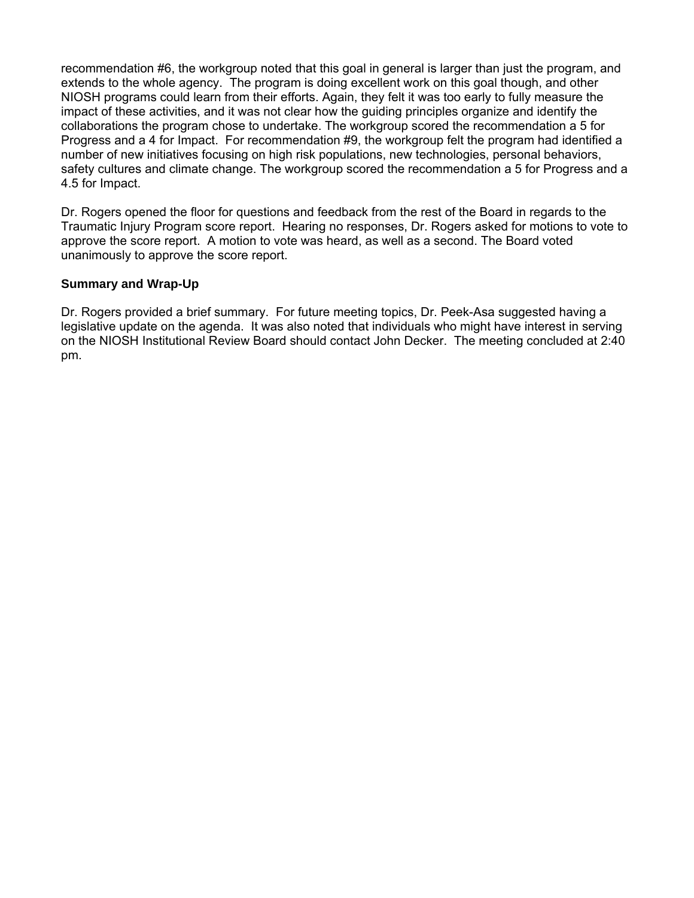recommendation #6, the workgroup noted that this goal in general is larger than just the program, and extends to the whole agency. The program is doing excellent work on this goal though, and other NIOSH programs could learn from their efforts. Again, they felt it was too early to fully measure the impact of these activities, and it was not clear how the guiding principles organize and identify the collaborations the program chose to undertake. The workgroup scored the recommendation a 5 for Progress and a 4 for Impact. For recommendation #9, the workgroup felt the program had identified a number of new initiatives focusing on high risk populations, new technologies, personal behaviors, safety cultures and climate change. The workgroup scored the recommendation a 5 for Progress and a 4.5 for Impact.

Dr. Rogers opened the floor for questions and feedback from the rest of the Board in regards to the Traumatic Injury Program score report. Hearing no responses, Dr. Rogers asked for motions to vote to approve the score report. A motion to vote was heard, as well as a second. The Board voted unanimously to approve the score report.

**Summary and Wrap-Up**

Dr. Rogers provided a brief summary. For future meeting topics, Dr. Peek-Asa suggested having a legislative update on the agenda. It was also noted that individuals who might have interest in serving on the NIOSH Institutional Review Board should contact John Decker. The meeting concluded at 2:40 pm.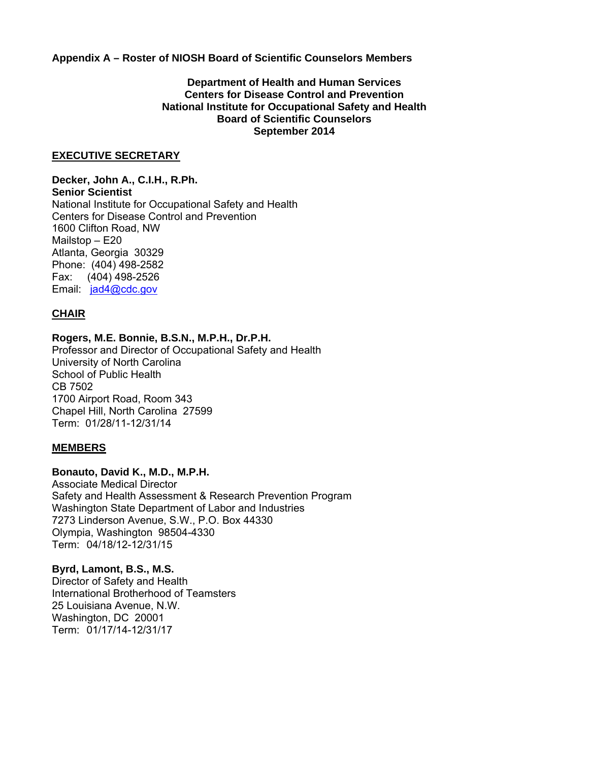## Appendix A – Roster of NIOSH Board of Scientific Counselors Members

**Department of Health and Human Services**
**Centers for Disease Control and Prevention**
**National Institute for Occupational Safety and Health**
**Board of Scientific Counselors**
**September 2014**

### EXECUTIVE SECRETARY

**Decker, John A., C.I.H., R.Ph.**
**Senior Scientist**
National Institute for Occupational Safety and Health
Centers for Disease Control and Prevention
1600 Clifton Road, NW
Mailstop – E20
Atlanta, Georgia 30329
Phone: (404) 498-2582
Fax: (404) 498-2526
Email: jad4@cdc.gov

### CHAIR

**Rogers, M.E. Bonnie, B.S.N., M.P.H., Dr.P.H.**
Professor and Director of Occupational Safety and Health
University of North Carolina
School of Public Health
CB 7502
1700 Airport Road, Room 343
Chapel Hill, North Carolina 27599
Term: 01/28/11-12/31/14

### MEMBERS

**Bonauto, David K., M.D., M.P.H.**
Associate Medical Director
Safety and Health Assessment & Research Prevention Program
Washington State Department of Labor and Industries
7273 Linderson Avenue, S.W., P.O. Box 44330
Olympia, Washington 98504-4330
Term: 04/18/12-12/31/15

**Byrd, Lamont, B.S., M.S.**
Director of Safety and Health
International Brotherhood of Teamsters
25 Louisiana Avenue, N.W.
Washington, DC 20001
Term: 01/17/14-12/31/17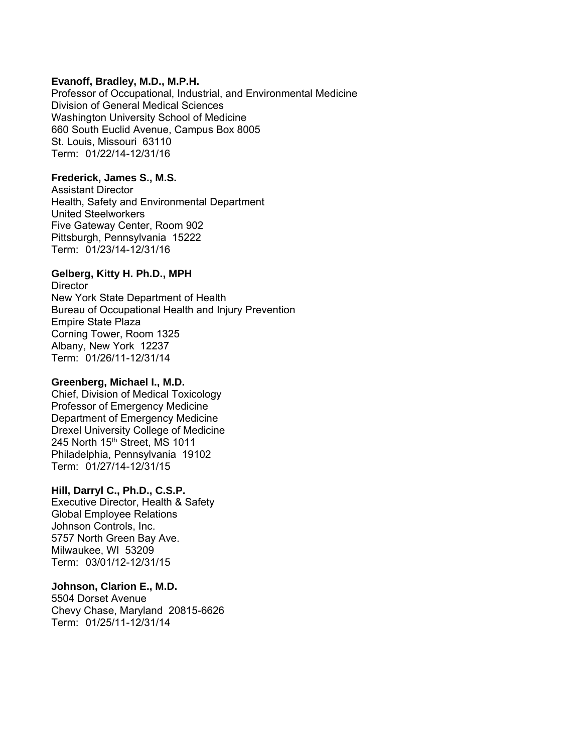**Evanoff, Bradley, M.D., M.P.H.**
Professor of Occupational, Industrial, and Environmental Medicine
Division of General Medical Sciences
Washington University School of Medicine
660 South Euclid Avenue, Campus Box 8005
St. Louis, Missouri 63110
Term: 01/22/14-12/31/16

**Frederick, James S., M.S.**
Assistant Director
Health, Safety and Environmental Department
United Steelworkers
Five Gateway Center, Room 902
Pittsburgh, Pennsylvania 15222
Term: 01/23/14-12/31/16

**Gelberg, Kitty H. Ph.D., MPH**
Director
New York State Department of Health
Bureau of Occupational Health and Injury Prevention
Empire State Plaza
Corning Tower, Room 1325
Albany, New York 12237
Term: 01/26/11-12/31/14

**Greenberg, Michael I., M.D.**
Chief, Division of Medical Toxicology
Professor of Emergency Medicine
Department of Emergency Medicine
Drexel University College of Medicine
245 North 15th Street, MS 1011
Philadelphia, Pennsylvania 19102
Term: 01/27/14-12/31/15

**Hill, Darryl C., Ph.D., C.S.P.**
Executive Director, Health & Safety
Global Employee Relations
Johnson Controls, Inc.
5757 North Green Bay Ave.
Milwaukee, WI 53209
Term: 03/01/12-12/31/15

**Johnson, Clarion E., M.D.**
5504 Dorset Avenue
Chevy Chase, Maryland 20815-6626
Term: 01/25/11-12/31/14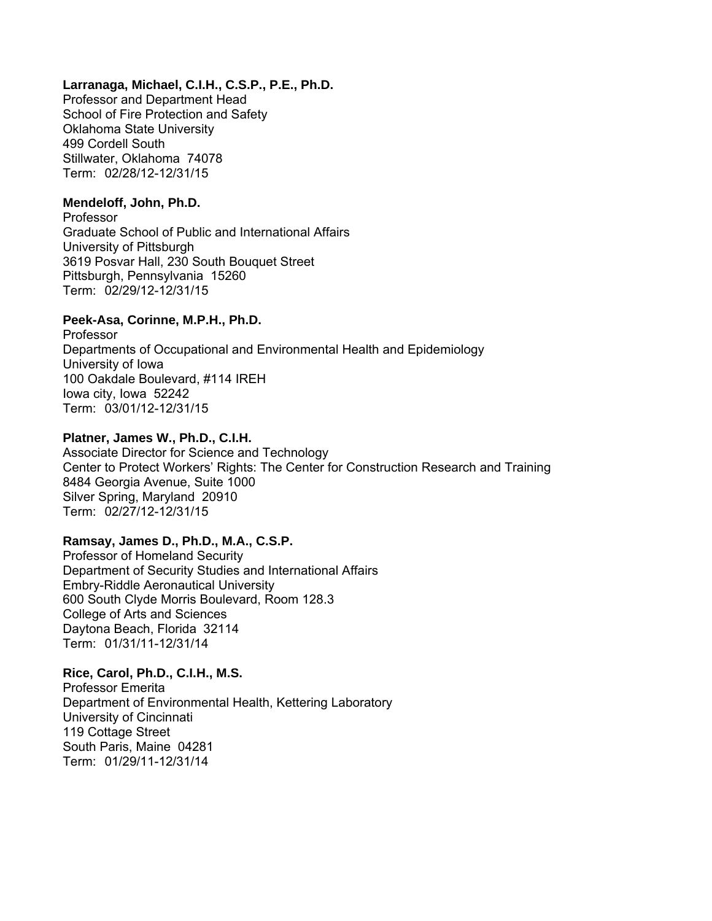**Larranaga, Michael, C.I.H., C.S.P., P.E., Ph.D.**
Professor and Department Head
School of Fire Protection and Safety
Oklahoma State University
499 Cordell South
Stillwater, Oklahoma 74078
Term: 02/28/12-12/31/15

**Mendeloff, John, Ph.D.**
Professor
Graduate School of Public and International Affairs
University of Pittsburgh
3619 Posvar Hall, 230 South Bouquet Street
Pittsburgh, Pennsylvania 15260
Term: 02/29/12-12/31/15

**Peek-Asa, Corinne, M.P.H., Ph.D.**
Professor
Departments of Occupational and Environmental Health and Epidemiology
University of Iowa
100 Oakdale Boulevard, #114 IREH
Iowa city, Iowa 52242
Term: 03/01/12-12/31/15

**Platner, James W., Ph.D., C.I.H.**
Associate Director for Science and Technology
Center to Protect Workers' Rights: The Center for Construction Research and Training
8484 Georgia Avenue, Suite 1000
Silver Spring, Maryland 20910
Term: 02/27/12-12/31/15

**Ramsay, James D., Ph.D., M.A., C.S.P.**
Professor of Homeland Security
Department of Security Studies and International Affairs
Embry-Riddle Aeronautical University
600 South Clyde Morris Boulevard, Room 128.3
College of Arts and Sciences
Daytona Beach, Florida 32114
Term: 01/31/11-12/31/14

**Rice, Carol, Ph.D., C.I.H., M.S.**
Professor Emerita
Department of Environmental Health, Kettering Laboratory
University of Cincinnati
119 Cottage Street
South Paris, Maine 04281
Term: 01/29/11-12/31/14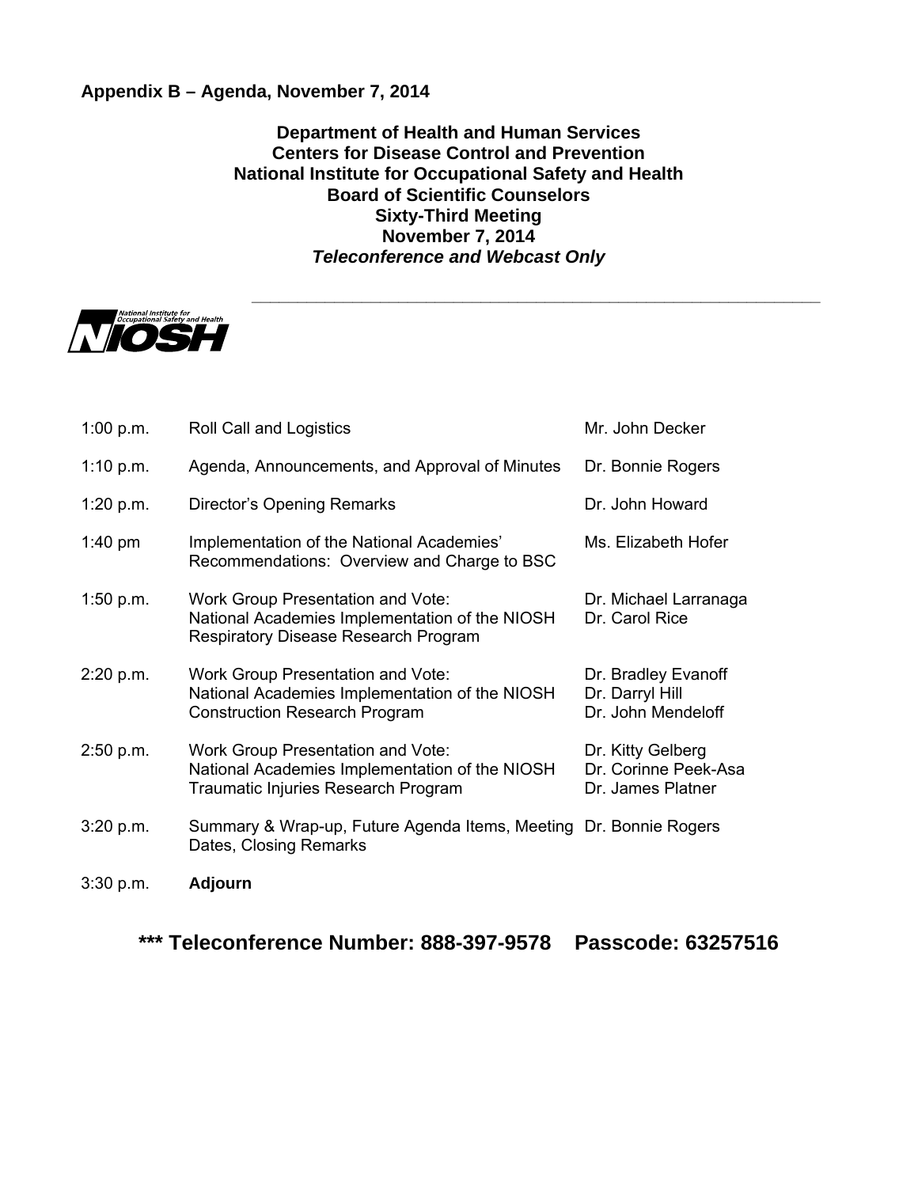## Appendix B – Agenda, November 7, 2014

**Department of Health and Human Services**
**Centers for Disease Control and Prevention**
**National Institute for Occupational Safety and Health**
**Board of Scientific Counselors**
**Sixty-Third Meeting**
**November 7, 2014**
***Teleconference and Webcast Only***

| | | |
|---|---|---|
| 1:00 p.m. | Roll Call and Logistics | Mr. John Decker |
| 1:10 p.m. | Agenda, Announcements, and Approval of Minutes | Dr. Bonnie Rogers |
| 1:20 p.m. | Director's Opening Remarks | Dr. John Howard |
| 1:40 pm | Implementation of the National Academies' Recommendations: Overview and Charge to BSC | Ms. Elizabeth Hofer |
| 1:50 p.m. | Work Group Presentation and Vote: National Academies Implementation of the NIOSH Respiratory Disease Research Program | Dr. Michael Larranaga<br>Dr. Carol Rice |
| 2:20 p.m. | Work Group Presentation and Vote: National Academies Implementation of the NIOSH Construction Research Program | Dr. Bradley Evanoff<br>Dr. Darryl Hill<br>Dr. John Mendeloff |
| 2:50 p.m. | Work Group Presentation and Vote: National Academies Implementation of the NIOSH Traumatic Injuries Research Program | Dr. Kitty Gelberg<br>Dr. Corinne Peek-Asa<br>Dr. James Platner |
| 3:20 p.m. | Summary & Wrap-up, Future Agenda Items, Meeting Dates, Closing Remarks | Dr. Bonnie Rogers |
| 3:30 p.m. | **Adjourn** | |

**\*\*\* Teleconference Number: 888-397-9578 Passcode: 63257516**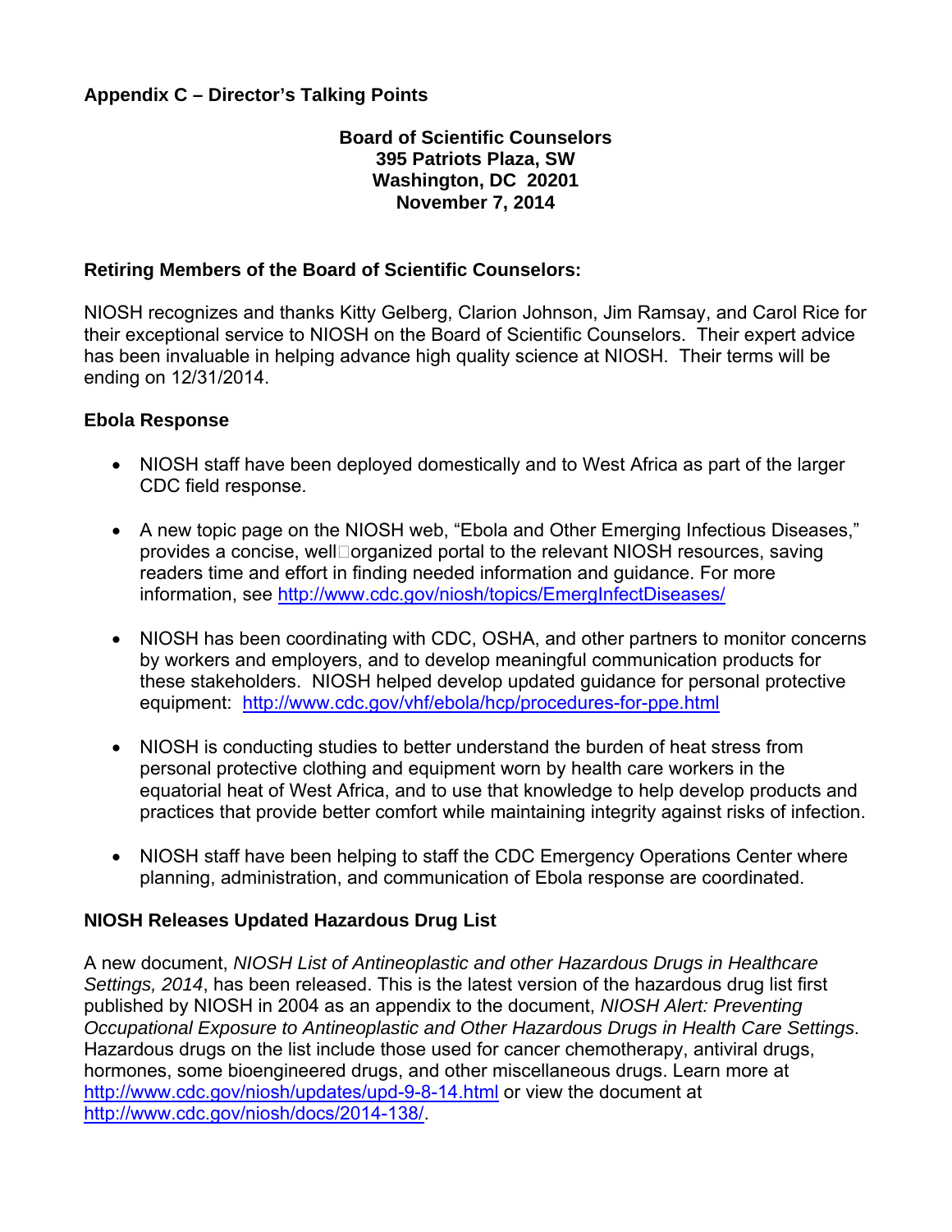## Appendix C – Director's Talking Points

**Board of Scientific Counselors**
**395 Patriots Plaza, SW**
**Washington, DC 20201**
**November 7, 2014**

### Retiring Members of the Board of Scientific Counselors:

NIOSH recognizes and thanks Kitty Gelberg, Clarion Johnson, Jim Ramsay, and Carol Rice for their exceptional service to NIOSH on the Board of Scientific Counselors. Their expert advice has been invaluable in helping advance high quality science at NIOSH. Their terms will be ending on 12/31/2014.

### Ebola Response

- NIOSH staff have been deployed domestically and to West Africa as part of the larger CDC field response.
- A new topic page on the NIOSH web, "Ebola and Other Emerging Infectious Diseases," provides a concise, well-organized portal to the relevant NIOSH resources, saving readers time and effort in finding needed information and guidance. For more information, see http://www.cdc.gov/niosh/topics/EmergInfectDiseases/
- NIOSH has been coordinating with CDC, OSHA, and other partners to monitor concerns by workers and employers, and to develop meaningful communication products for these stakeholders. NIOSH helped develop updated guidance for personal protective equipment: http://www.cdc.gov/vhf/ebola/hcp/procedures-for-ppe.html
- NIOSH is conducting studies to better understand the burden of heat stress from personal protective clothing and equipment worn by health care workers in the equatorial heat of West Africa, and to use that knowledge to help develop products and practices that provide better comfort while maintaining integrity against risks of infection.
- NIOSH staff have been helping to staff the CDC Emergency Operations Center where planning, administration, and communication of Ebola response are coordinated.

### NIOSH Releases Updated Hazardous Drug List

A new document, *NIOSH List of Antineoplastic and other Hazardous Drugs in Healthcare Settings, 2014*, has been released. This is the latest version of the hazardous drug list first published by NIOSH in 2004 as an appendix to the document, *NIOSH Alert: Preventing Occupational Exposure to Antineoplastic and Other Hazardous Drugs in Health Care Settings*. Hazardous drugs on the list include those used for cancer chemotherapy, antiviral drugs, hormones, some bioengineered drugs, and other miscellaneous drugs. Learn more at http://www.cdc.gov/niosh/updates/upd-9-8-14.html or view the document at http://www.cdc.gov/niosh/docs/2014-138/.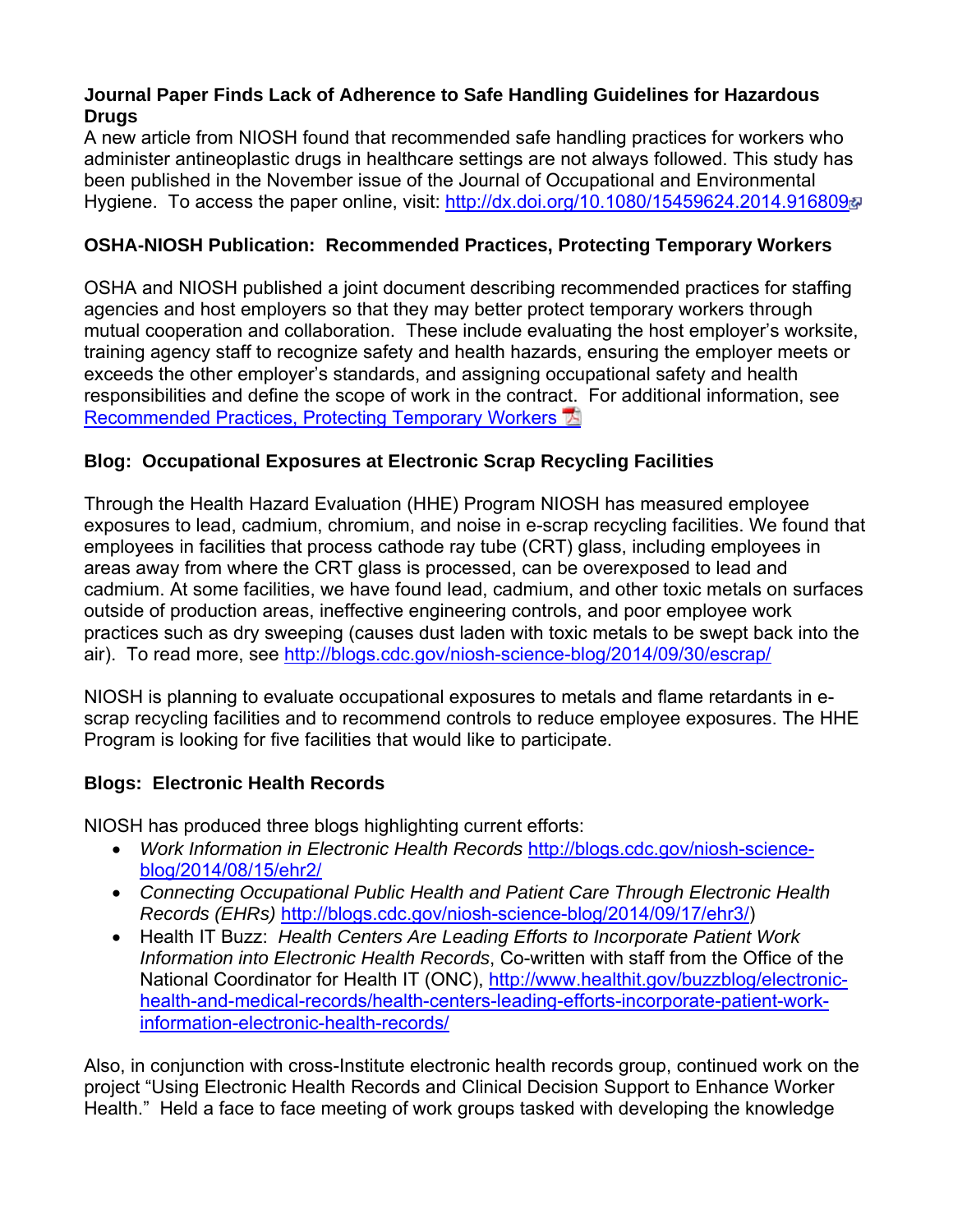**Journal Paper Finds Lack of Adherence to Safe Handling Guidelines for Hazardous Drugs**

A new article from NIOSH found that recommended safe handling practices for workers who administer antineoplastic drugs in healthcare settings are not always followed. This study has been published in the November issue of the Journal of Occupational and Environmental Hygiene. To access the paper online, visit: http://dx.doi.org/10.1080/15459624.2014.916809

**OSHA-NIOSH Publication: Recommended Practices, Protecting Temporary Workers**

OSHA and NIOSH published a joint document describing recommended practices for staffing agencies and host employers so that they may better protect temporary workers through mutual cooperation and collaboration. These include evaluating the host employer's worksite, training agency staff to recognize safety and health hazards, ensuring the employer meets or exceeds the other employer's standards, and assigning occupational safety and health responsibilities and define the scope of work in the contract. For additional information, see Recommended Practices, Protecting Temporary Workers

**Blog: Occupational Exposures at Electronic Scrap Recycling Facilities**

Through the Health Hazard Evaluation (HHE) Program NIOSH has measured employee exposures to lead, cadmium, chromium, and noise in e-scrap recycling facilities. We found that employees in facilities that process cathode ray tube (CRT) glass, including employees in areas away from where the CRT glass is processed, can be overexposed to lead and cadmium. At some facilities, we have found lead, cadmium, and other toxic metals on surfaces outside of production areas, ineffective engineering controls, and poor employee work practices such as dry sweeping (causes dust laden with toxic metals to be swept back into the air). To read more, see http://blogs.cdc.gov/niosh-science-blog/2014/09/30/escrap/

NIOSH is planning to evaluate occupational exposures to metals and flame retardants in e-scrap recycling facilities and to recommend controls to reduce employee exposures. The HHE Program is looking for five facilities that would like to participate.

**Blogs: Electronic Health Records**

NIOSH has produced three blogs highlighting current efforts:

- *Work Information in Electronic Health Records* http://blogs.cdc.gov/niosh-science-blog/2014/08/15/ehr2/
- *Connecting Occupational Public Health and Patient Care Through Electronic Health Records (EHRs)* http://blogs.cdc.gov/niosh-science-blog/2014/09/17/ehr3/)
- Health IT Buzz: *Health Centers Are Leading Efforts to Incorporate Patient Work Information into Electronic Health Records*, Co-written with staff from the Office of the National Coordinator for Health IT (ONC), http://www.healthit.gov/buzzblog/electronic-health-and-medical-records/health-centers-leading-efforts-incorporate-patient-work-information-electronic-health-records/

Also, in conjunction with cross-Institute electronic health records group, continued work on the project "Using Electronic Health Records and Clinical Decision Support to Enhance Worker Health." Held a face to face meeting of work groups tasked with developing the knowledge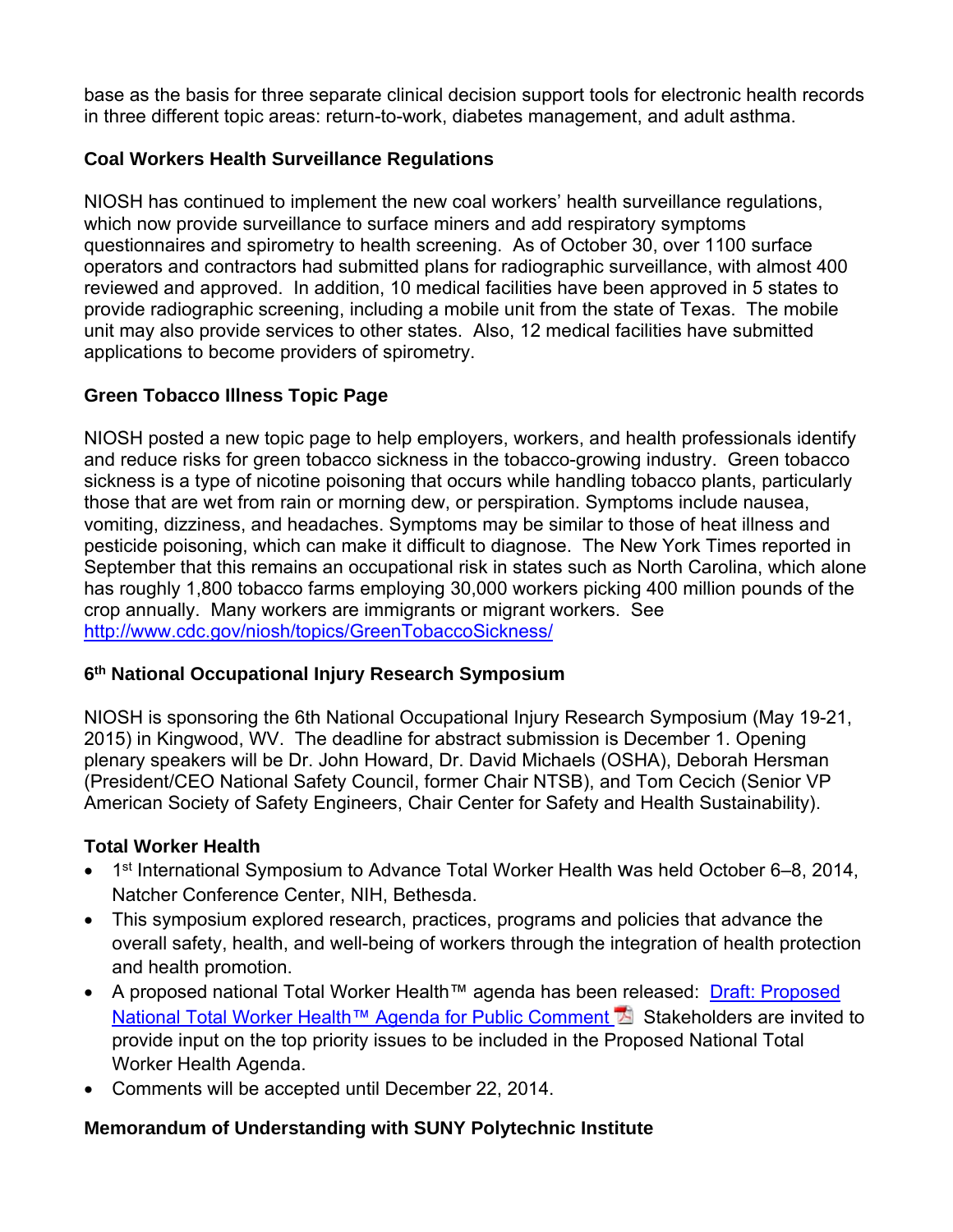base as the basis for three separate clinical decision support tools for electronic health records in three different topic areas: return-to-work, diabetes management, and adult asthma.

**Coal Workers Health Surveillance Regulations**

NIOSH has continued to implement the new coal workers' health surveillance regulations, which now provide surveillance to surface miners and add respiratory symptoms questionnaires and spirometry to health screening. As of October 30, over 1100 surface operators and contractors had submitted plans for radiographic surveillance, with almost 400 reviewed and approved. In addition, 10 medical facilities have been approved in 5 states to provide radiographic screening, including a mobile unit from the state of Texas. The mobile unit may also provide services to other states. Also, 12 medical facilities have submitted applications to become providers of spirometry.

**Green Tobacco Illness Topic Page**

NIOSH posted a new topic page to help employers, workers, and health professionals identify and reduce risks for green tobacco sickness in the tobacco-growing industry. Green tobacco sickness is a type of nicotine poisoning that occurs while handling tobacco plants, particularly those that are wet from rain or morning dew, or perspiration. Symptoms include nausea, vomiting, dizziness, and headaches. Symptoms may be similar to those of heat illness and pesticide poisoning, which can make it difficult to diagnose. The New York Times reported in September that this remains an occupational risk in states such as North Carolina, which alone has roughly 1,800 tobacco farms employing 30,000 workers picking 400 million pounds of the crop annually. Many workers are immigrants or migrant workers. See [http://www.cdc.gov/niosh/topics/GreenTobaccoSickness/](http://www.cdc.gov/niosh/topics/GreenTobaccoSickness/)

**6th National Occupational Injury Research Symposium**

NIOSH is sponsoring the 6th National Occupational Injury Research Symposium (May 19-21, 2015) in Kingwood, WV. The deadline for abstract submission is December 1. Opening plenary speakers will be Dr. John Howard, Dr. David Michaels (OSHA), Deborah Hersman (President/CEO National Safety Council, former Chair NTSB), and Tom Cecich (Senior VP American Society of Safety Engineers, Chair Center for Safety and Health Sustainability).

**Total Worker Health**

- 1st International Symposium to Advance Total Worker Health was held October 6–8, 2014, Natcher Conference Center, NIH, Bethesda.
- This symposium explored research, practices, programs and policies that advance the overall safety, health, and well-being of workers through the integration of health protection and health promotion.
- A proposed national Total Worker Health™ agenda has been released: Draft: Proposed National Total Worker Health™ Agenda for Public Comment Stakeholders are invited to provide input on the top priority issues to be included in the Proposed National Total Worker Health Agenda.
- Comments will be accepted until December 22, 2014.

**Memorandum of Understanding with SUNY Polytechnic Institute**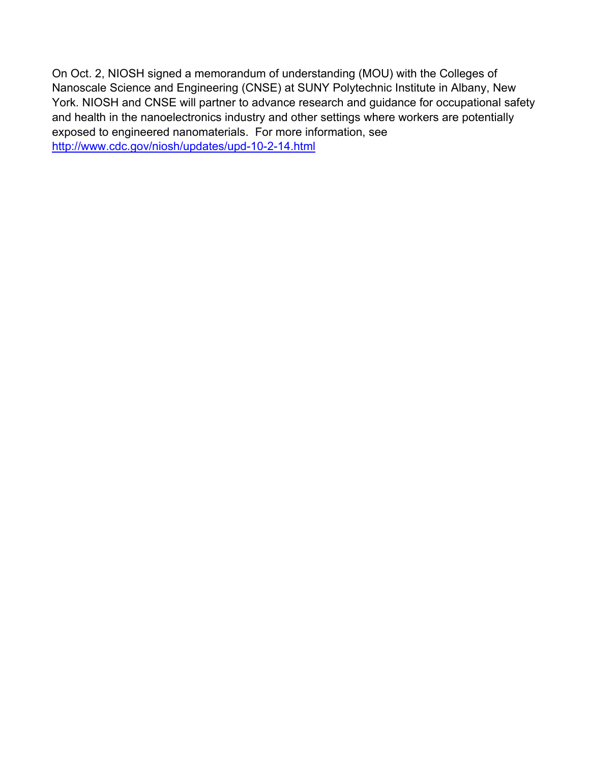On Oct. 2, NIOSH signed a memorandum of understanding (MOU) with the Colleges of Nanoscale Science and Engineering (CNSE) at SUNY Polytechnic Institute in Albany, New York. NIOSH and CNSE will partner to advance research and guidance for occupational safety and health in the nanoelectronics industry and other settings where workers are potentially exposed to engineered nanomaterials. For more information, see [http://www.cdc.gov/niosh/updates/upd-10-2-14.html](http://www.cdc.gov/niosh/updates/upd-10-2-14.html)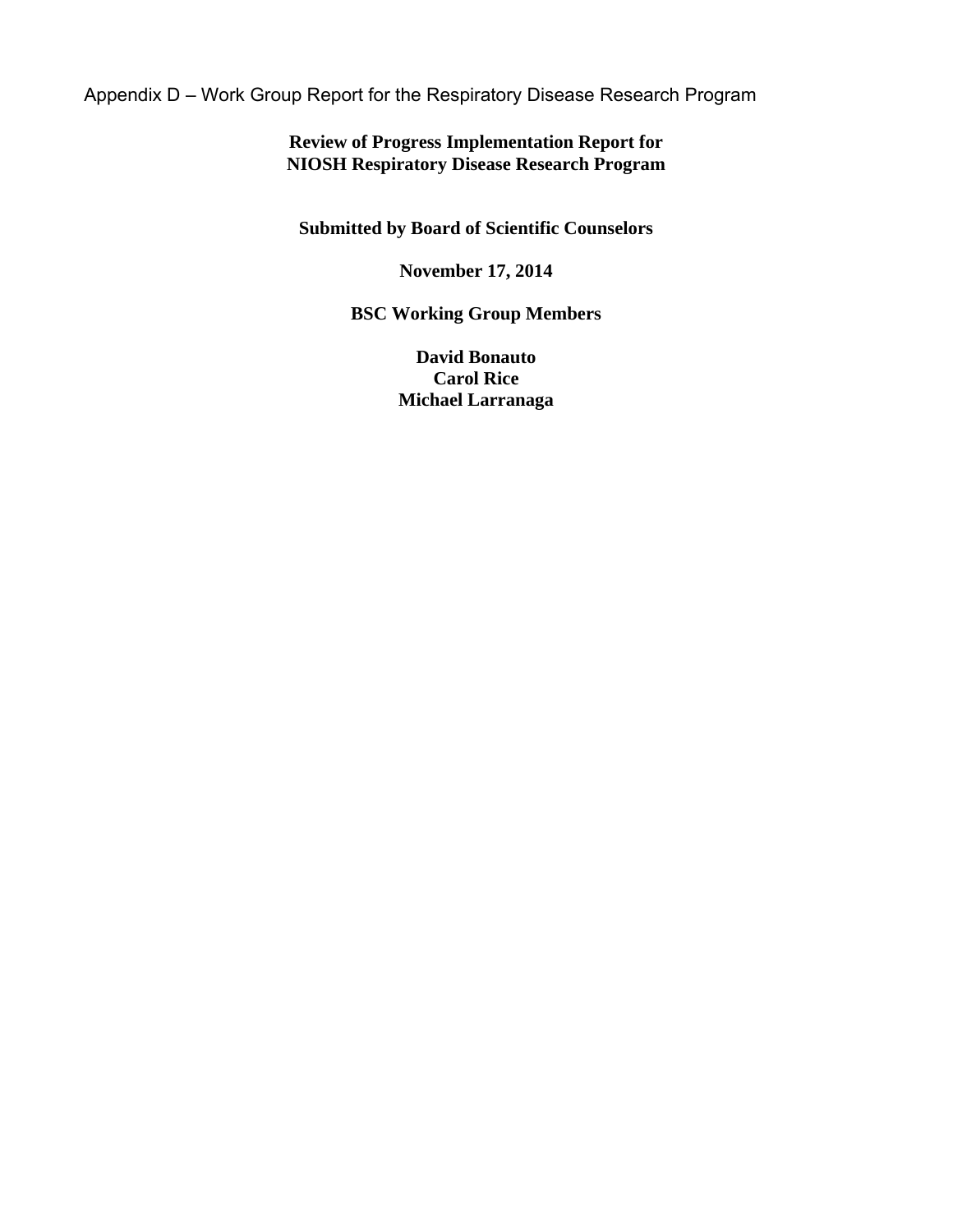Appendix D – Work Group Report for the Respiratory Disease Research Program

**Review of Progress Implementation Report for**
**NIOSH Respiratory Disease Research Program**

**Submitted by Board of Scientific Counselors**

**November 17, 2014**

**BSC Working Group Members**

**David Bonauto**
**Carol Rice**
**Michael Larranaga**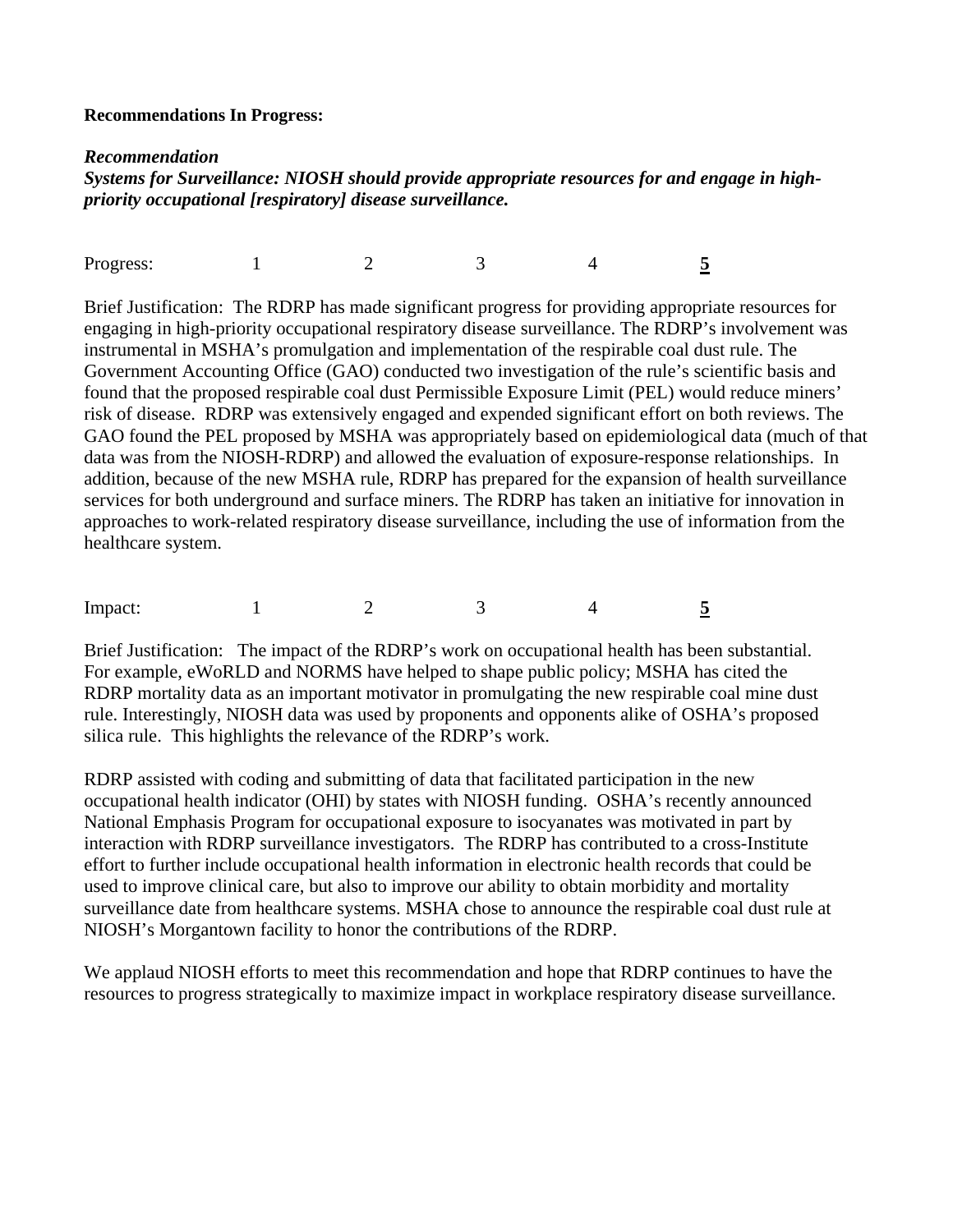**Recommendations In Progress:**

***Recommendation***
***Systems for Surveillance: NIOSH should provide appropriate resources for and engage in high-priority occupational [respiratory] disease surveillance.***

Progress: 1 2 3 4 **<u>5</u>**

Brief Justification: The RDRP has made significant progress for providing appropriate resources for engaging in high-priority occupational respiratory disease surveillance. The RDRP's involvement was instrumental in MSHA's promulgation and implementation of the respirable coal dust rule. The Government Accounting Office (GAO) conducted two investigation of the rule's scientific basis and found that the proposed respirable coal dust Permissible Exposure Limit (PEL) would reduce miners' risk of disease. RDRP was extensively engaged and expended significant effort on both reviews. The GAO found the PEL proposed by MSHA was appropriately based on epidemiological data (much of that data was from the NIOSH-RDRP) and allowed the evaluation of exposure-response relationships. In addition, because of the new MSHA rule, RDRP has prepared for the expansion of health surveillance services for both underground and surface miners. The RDRP has taken an initiative for innovation in approaches to work-related respiratory disease surveillance, including the use of information from the healthcare system.

Impact: 1 2 3 4 **<u>5</u>**

Brief Justification: The impact of the RDRP's work on occupational health has been substantial. For example, eWoRLD and NORMS have helped to shape public policy; MSHA has cited the RDRP mortality data as an important motivator in promulgating the new respirable coal mine dust rule. Interestingly, NIOSH data was used by proponents and opponents alike of OSHA's proposed silica rule. This highlights the relevance of the RDRP's work.

RDRP assisted with coding and submitting of data that facilitated participation in the new occupational health indicator (OHI) by states with NIOSH funding. OSHA's recently announced National Emphasis Program for occupational exposure to isocyanates was motivated in part by interaction with RDRP surveillance investigators. The RDRP has contributed to a cross-Institute effort to further include occupational health information in electronic health records that could be used to improve clinical care, but also to improve our ability to obtain morbidity and mortality surveillance date from healthcare systems. MSHA chose to announce the respirable coal dust rule at NIOSH's Morgantown facility to honor the contributions of the RDRP.

We applaud NIOSH efforts to meet this recommendation and hope that RDRP continues to have the resources to progress strategically to maximize impact in workplace respiratory disease surveillance.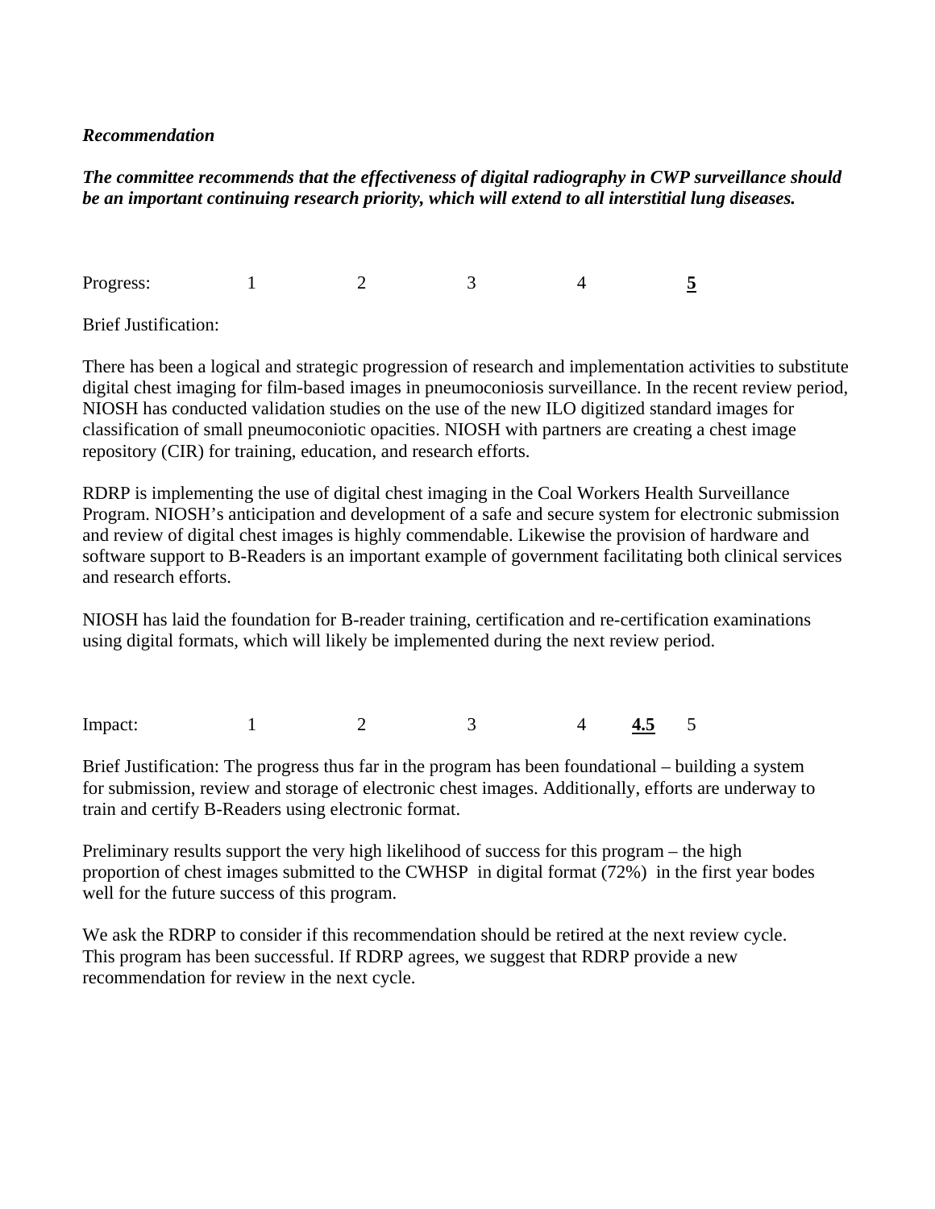***Recommendation***

***The committee recommends that the effectiveness of digital radiography in CWP surveillance should be an important continuing research priority, which will extend to all interstitial lung diseases.***

Progress: 1 2 3 4 **<u>5</u>**

Brief Justification:

There has been a logical and strategic progression of research and implementation activities to substitute digital chest imaging for film-based images in pneumoconiosis surveillance. In the recent review period, NIOSH has conducted validation studies on the use of the new ILO digitized standard images for classification of small pneumoconiotic opacities. NIOSH with partners are creating a chest image repository (CIR) for training, education, and research efforts.

RDRP is implementing the use of digital chest imaging in the Coal Workers Health Surveillance Program. NIOSH's anticipation and development of a safe and secure system for electronic submission and review of digital chest images is highly commendable. Likewise the provision of hardware and software support to B-Readers is an important example of government facilitating both clinical services and research efforts.

NIOSH has laid the foundation for B-reader training, certification and re-certification examinations using digital formats, which will likely be implemented during the next review period.

Impact: 1 2 3 4 **<u>4.5</u>** 5

Brief Justification: The progress thus far in the program has been foundational – building a system for submission, review and storage of electronic chest images. Additionally, efforts are underway to train and certify B-Readers using electronic format.

Preliminary results support the very high likelihood of success for this program – the high proportion of chest images submitted to the CWHSP in digital format (72%) in the first year bodes well for the future success of this program.

We ask the RDRP to consider if this recommendation should be retired at the next review cycle. This program has been successful. If RDRP agrees, we suggest that RDRP provide a new recommendation for review in the next cycle.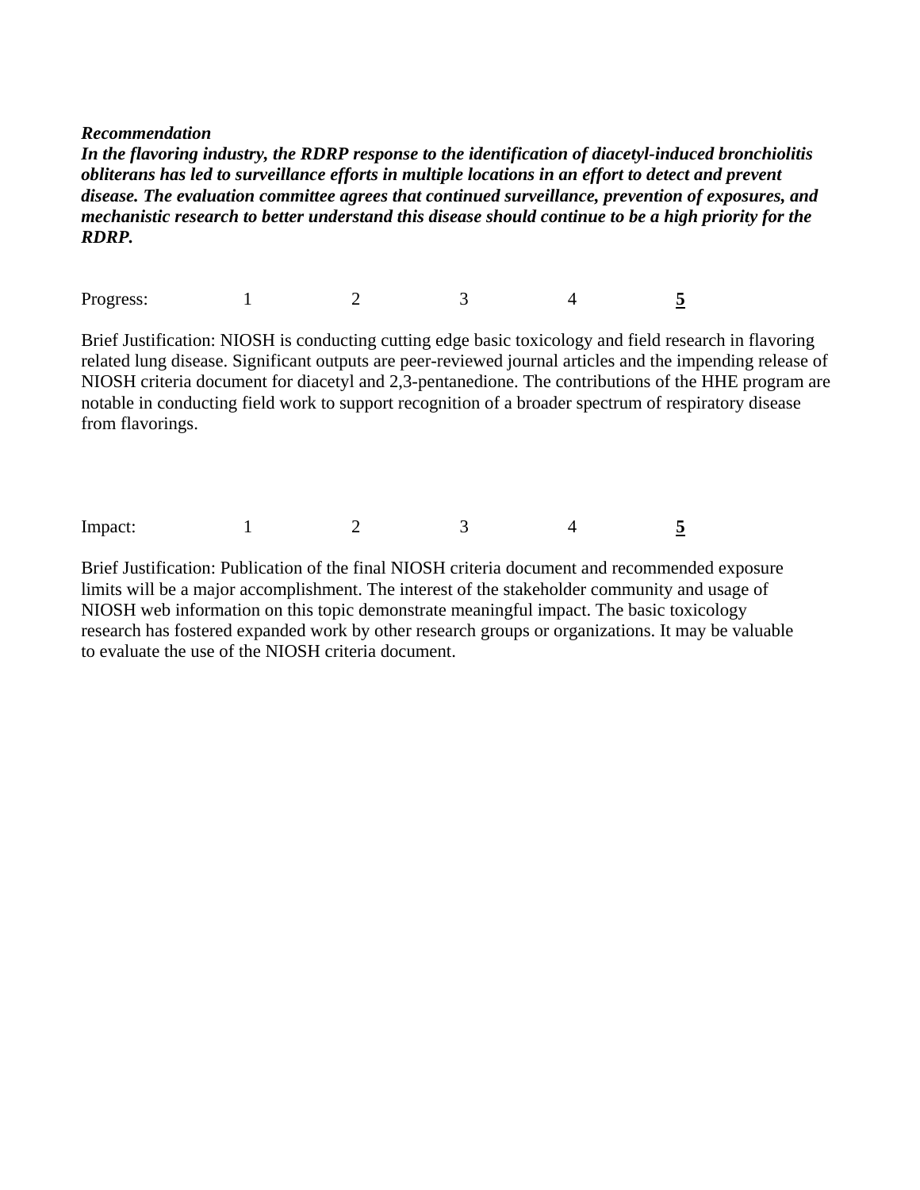***Recommendation***
***In the flavoring industry, the RDRP response to the identification of diacetyl-induced bronchiolitis obliterans has led to surveillance efforts in multiple locations in an effort to detect and prevent disease. The evaluation committee agrees that continued surveillance, prevention of exposures, and mechanistic research to better understand this disease should continue to be a high priority for the RDRP.***

Progress: 1 2 3 4 **5**

Brief Justification: NIOSH is conducting cutting edge basic toxicology and field research in flavoring related lung disease. Significant outputs are peer-reviewed journal articles and the impending release of NIOSH criteria document for diacetyl and 2,3-pentanedione. The contributions of the HHE program are notable in conducting field work to support recognition of a broader spectrum of respiratory disease from flavorings.

Impact: 1 2 3 4 **5**

Brief Justification: Publication of the final NIOSH criteria document and recommended exposure limits will be a major accomplishment. The interest of the stakeholder community and usage of NIOSH web information on this topic demonstrate meaningful impact. The basic toxicology research has fostered expanded work by other research groups or organizations. It may be valuable to evaluate the use of the NIOSH criteria document.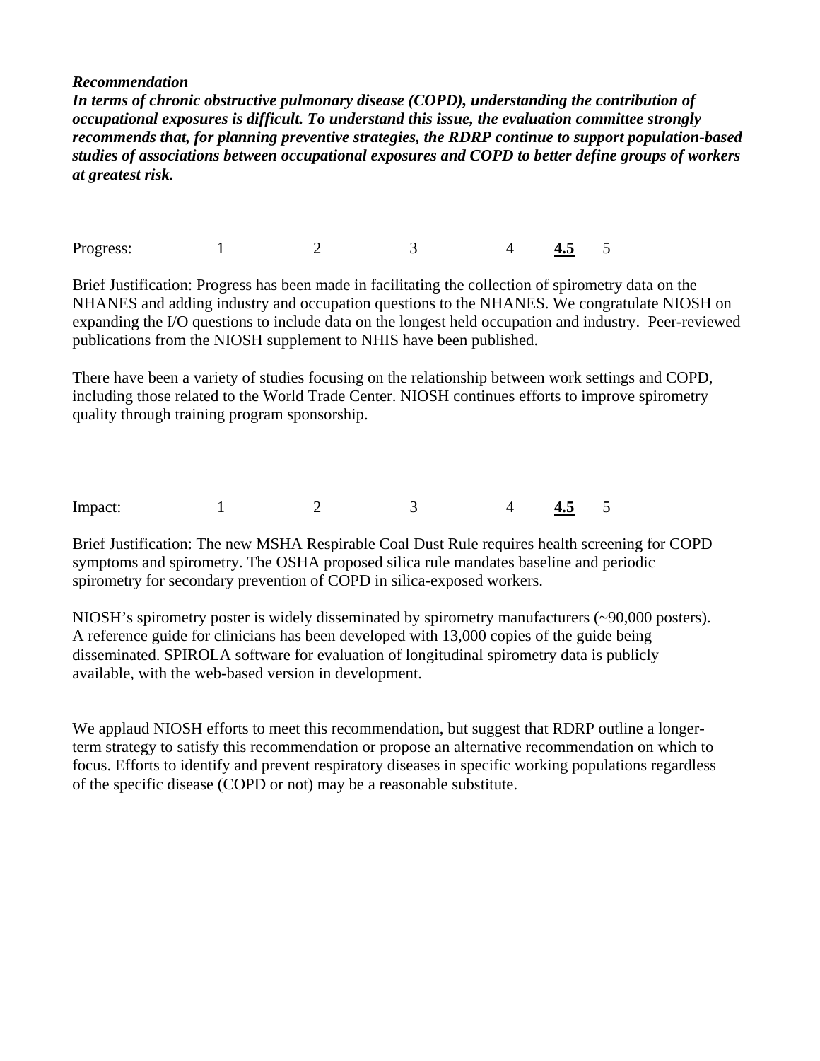***Recommendation***

***In terms of chronic obstructive pulmonary disease (COPD), understanding the contribution of occupational exposures is difficult. To understand this issue, the evaluation committee strongly recommends that, for planning preventive strategies, the RDRP continue to support population-based studies of associations between occupational exposures and COPD to better define groups of workers at greatest risk.***

Progress: 1 2 3 4 **<u>4.5</u>** 5

Brief Justification: Progress has been made in facilitating the collection of spirometry data on the NHANES and adding industry and occupation questions to the NHANES. We congratulate NIOSH on expanding the I/O questions to include data on the longest held occupation and industry. Peer-reviewed publications from the NIOSH supplement to NHIS have been published.

There have been a variety of studies focusing on the relationship between work settings and COPD, including those related to the World Trade Center. NIOSH continues efforts to improve spirometry quality through training program sponsorship.

Impact: 1 2 3 4 **<u>4.5</u>** 5

Brief Justification: The new MSHA Respirable Coal Dust Rule requires health screening for COPD symptoms and spirometry. The OSHA proposed silica rule mandates baseline and periodic spirometry for secondary prevention of COPD in silica-exposed workers.

NIOSH's spirometry poster is widely disseminated by spirometry manufacturers (~90,000 posters). A reference guide for clinicians has been developed with 13,000 copies of the guide being disseminated. SPIROLA software for evaluation of longitudinal spirometry data is publicly available, with the web-based version in development.

We applaud NIOSH efforts to meet this recommendation, but suggest that RDRP outline a longer-term strategy to satisfy this recommendation or propose an alternative recommendation on which to focus. Efforts to identify and prevent respiratory diseases in specific working populations regardless of the specific disease (COPD or not) may be a reasonable substitute.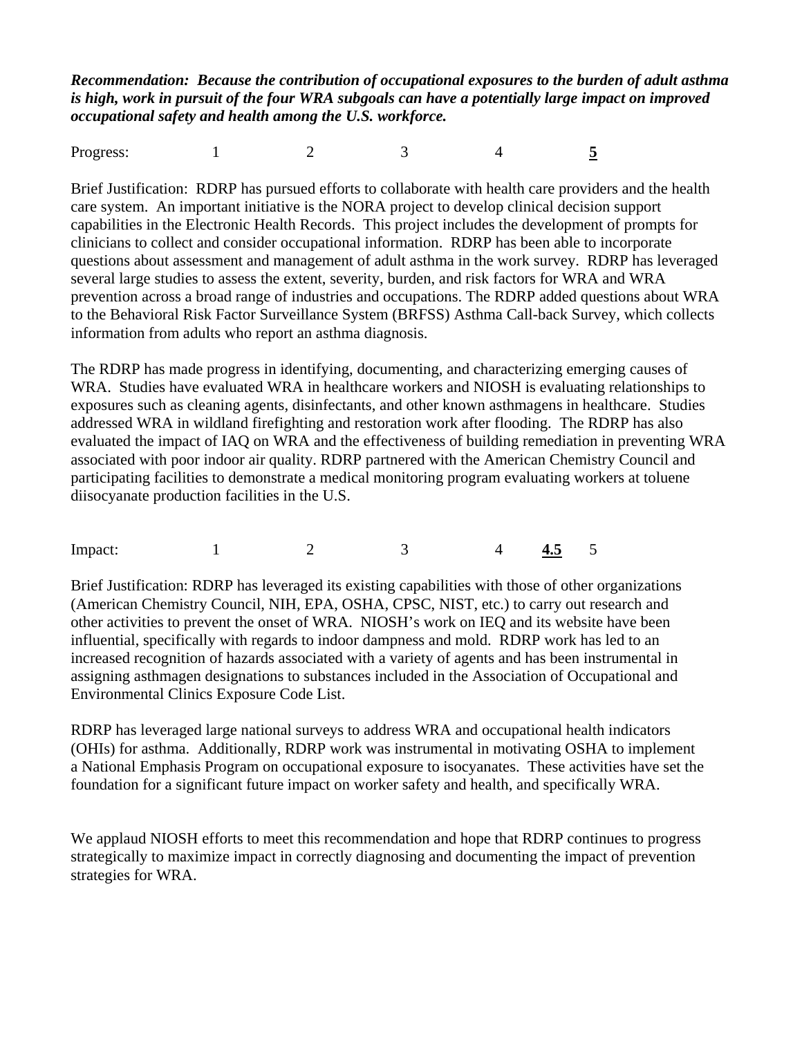***Recommendation: Because the contribution of occupational exposures to the burden of adult asthma is high, work in pursuit of the four WRA subgoals can have a potentially large impact on improved occupational safety and health among the U.S. workforce.***

Progress: 1 2 3 4 **<u>5</u>**

Brief Justification: RDRP has pursued efforts to collaborate with health care providers and the health care system. An important initiative is the NORA project to develop clinical decision support capabilities in the Electronic Health Records. This project includes the development of prompts for clinicians to collect and consider occupational information. RDRP has been able to incorporate questions about assessment and management of adult asthma in the work survey. RDRP has leveraged several large studies to assess the extent, severity, burden, and risk factors for WRA and WRA prevention across a broad range of industries and occupations. The RDRP added questions about WRA to the Behavioral Risk Factor Surveillance System (BRFSS) Asthma Call-back Survey, which collects information from adults who report an asthma diagnosis.

The RDRP has made progress in identifying, documenting, and characterizing emerging causes of WRA. Studies have evaluated WRA in healthcare workers and NIOSH is evaluating relationships to exposures such as cleaning agents, disinfectants, and other known asthmagens in healthcare. Studies addressed WRA in wildland firefighting and restoration work after flooding. The RDRP has also evaluated the impact of IAQ on WRA and the effectiveness of building remediation in preventing WRA associated with poor indoor air quality. RDRP partnered with the American Chemistry Council and participating facilities to demonstrate a medical monitoring program evaluating workers at toluene diisocyanate production facilities in the U.S.

Impact: 1 2 3 4 **<u>4.5</u>** 5

Brief Justification: RDRP has leveraged its existing capabilities with those of other organizations (American Chemistry Council, NIH, EPA, OSHA, CPSC, NIST, etc.) to carry out research and other activities to prevent the onset of WRA. NIOSH's work on IEQ and its website have been influential, specifically with regards to indoor dampness and mold. RDRP work has led to an increased recognition of hazards associated with a variety of agents and has been instrumental in assigning asthmagen designations to substances included in the Association of Occupational and Environmental Clinics Exposure Code List.

RDRP has leveraged large national surveys to address WRA and occupational health indicators (OHIs) for asthma. Additionally, RDRP work was instrumental in motivating OSHA to implement a National Emphasis Program on occupational exposure to isocyanates. These activities have set the foundation for a significant future impact on worker safety and health, and specifically WRA.

We applaud NIOSH efforts to meet this recommendation and hope that RDRP continues to progress strategically to maximize impact in correctly diagnosing and documenting the impact of prevention strategies for WRA.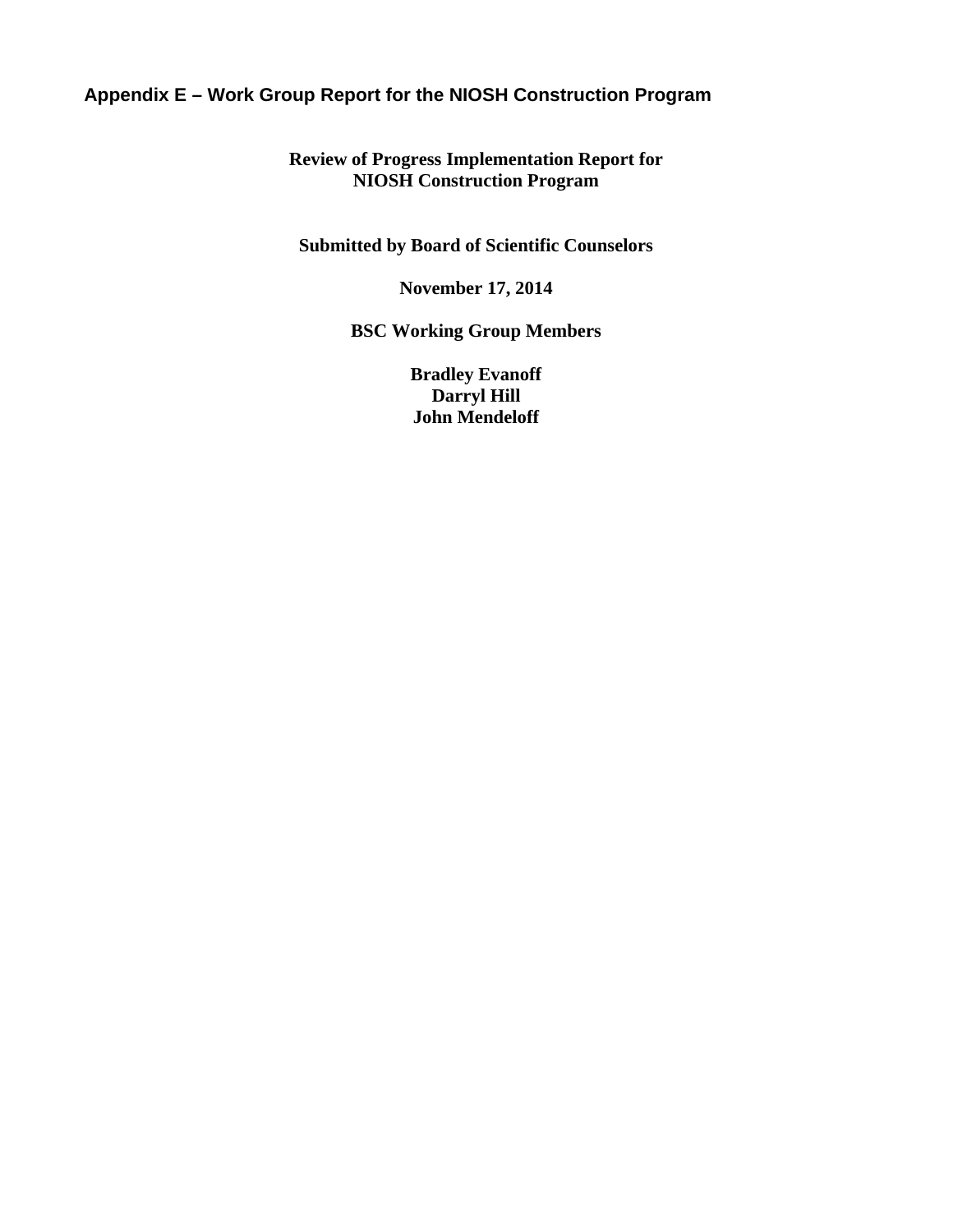# Appendix E – Work Group Report for the NIOSH Construction Program

**Review of Progress Implementation Report for NIOSH Construction Program**

**Submitted by Board of Scientific Counselors**

**November 17, 2014**

**BSC Working Group Members**

**Bradley Evanoff**
**Darryl Hill**
**John Mendeloff**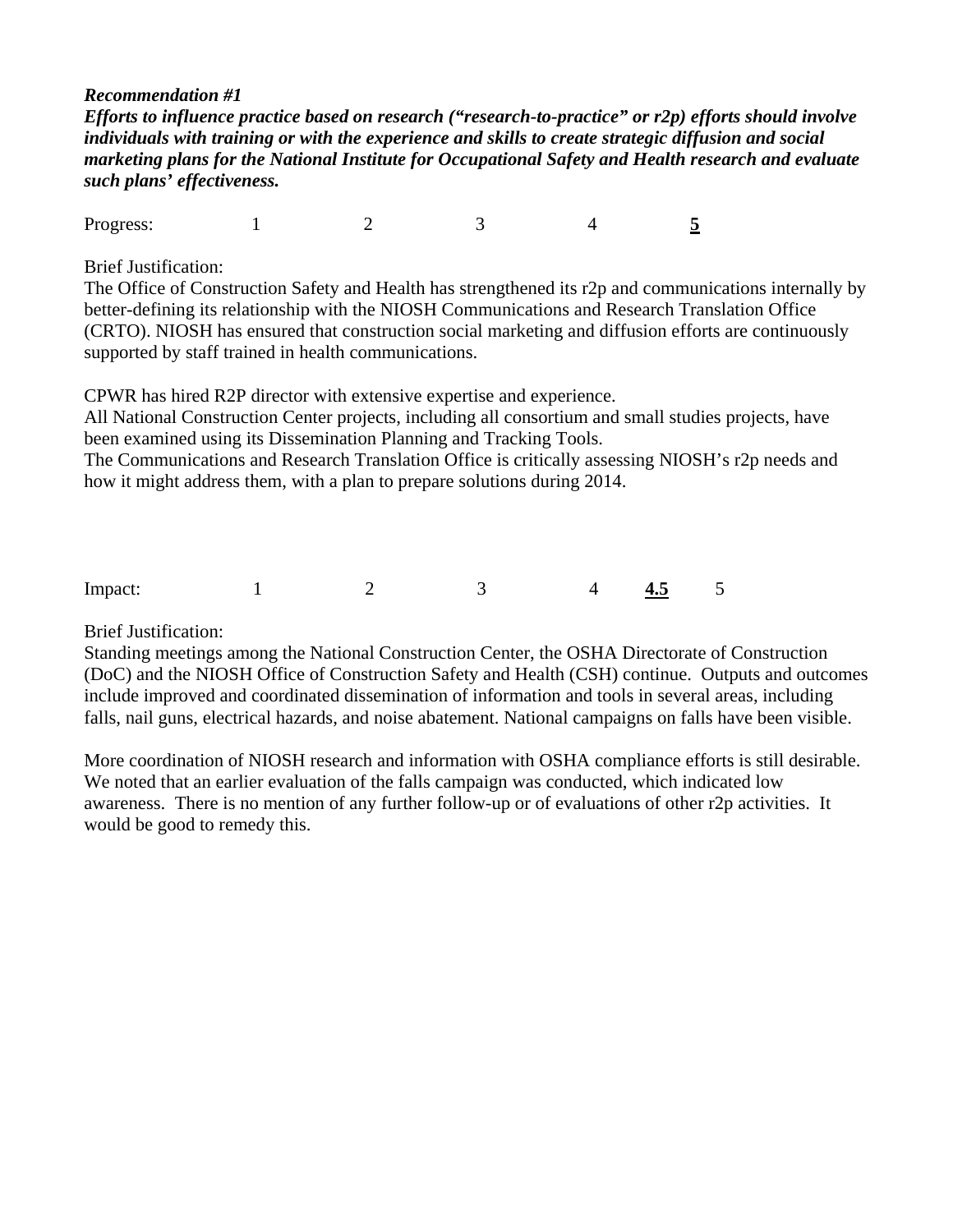***Recommendation #1***

***Efforts to influence practice based on research ("research-to-practice" or r2p) efforts should involve individuals with training or with the experience and skills to create strategic diffusion and social marketing plans for the National Institute for Occupational Safety and Health research and evaluate such plans' effectiveness.***

Progress: 1 2 3 4 **5**

Brief Justification:
The Office of Construction Safety and Health has strengthened its r2p and communications internally by better-defining its relationship with the NIOSH Communications and Research Translation Office (CRTO). NIOSH has ensured that construction social marketing and diffusion efforts are continuously supported by staff trained in health communications.

CPWR has hired R2P director with extensive expertise and experience.
All National Construction Center projects, including all consortium and small studies projects, have been examined using its Dissemination Planning and Tracking Tools.
The Communications and Research Translation Office is critically assessing NIOSH's r2p needs and how it might address them, with a plan to prepare solutions during 2014.

Impact: 1 2 3 4 **4.5** 5

Brief Justification:
Standing meetings among the National Construction Center, the OSHA Directorate of Construction (DoC) and the NIOSH Office of Construction Safety and Health (CSH) continue. Outputs and outcomes include improved and coordinated dissemination of information and tools in several areas, including falls, nail guns, electrical hazards, and noise abatement. National campaigns on falls have been visible.

More coordination of NIOSH research and information with OSHA compliance efforts is still desirable. We noted that an earlier evaluation of the falls campaign was conducted, which indicated low awareness. There is no mention of any further follow-up or of evaluations of other r2p activities. It would be good to remedy this.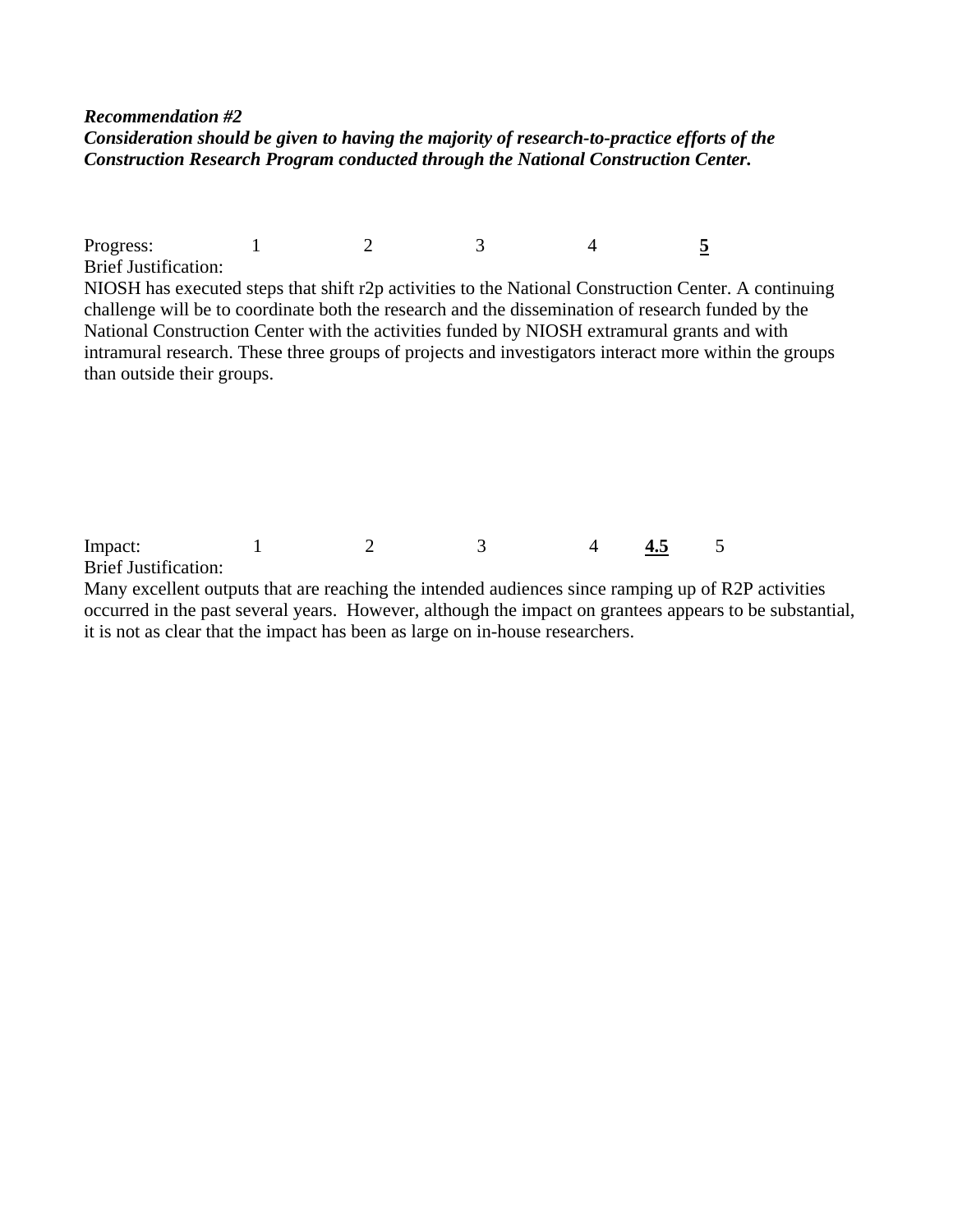***Recommendation #2***
***Consideration should be given to having the majority of research-to-practice efforts of the Construction Research Program conducted through the National Construction Center.***

Progress: 1 2 3 4 **<u>5</u>**

Brief Justification:

NIOSH has executed steps that shift r2p activities to the National Construction Center. A continuing challenge will be to coordinate both the research and the dissemination of research funded by the National Construction Center with the activities funded by NIOSH extramural grants and with intramural research. These three groups of projects and investigators interact more within the groups than outside their groups.

Impact: 1 2 3 4 **<u>4.5</u>** 5

Brief Justification:

Many excellent outputs that are reaching the intended audiences since ramping up of R2P activities occurred in the past several years. However, although the impact on grantees appears to be substantial, it is not as clear that the impact has been as large on in-house researchers.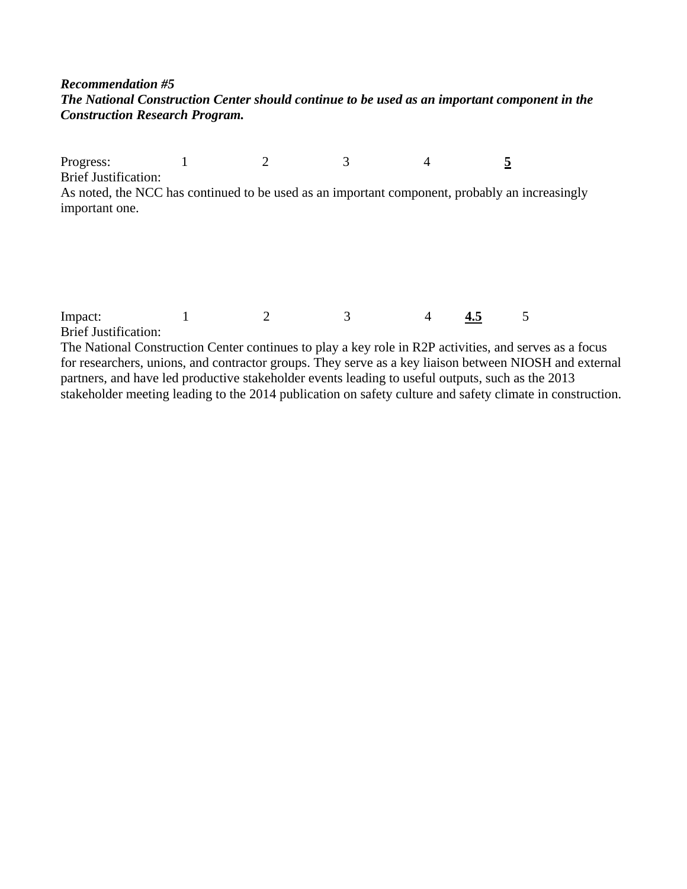***Recommendation #5***
***The National Construction Center should continue to be used as an important component in the Construction Research Program.***

Progress: 1 2 3 4 **<u>5</u>**

Brief Justification:

As noted, the NCC has continued to be used as an important component, probably an increasingly important one.

Impact: 1 2 3 4 **<u>4.5</u>** 5

Brief Justification:

The National Construction Center continues to play a key role in R2P activities, and serves as a focus for researchers, unions, and contractor groups. They serve as a key liaison between NIOSH and external partners, and have led productive stakeholder events leading to useful outputs, such as the 2013 stakeholder meeting leading to the 2014 publication on safety culture and safety climate in construction.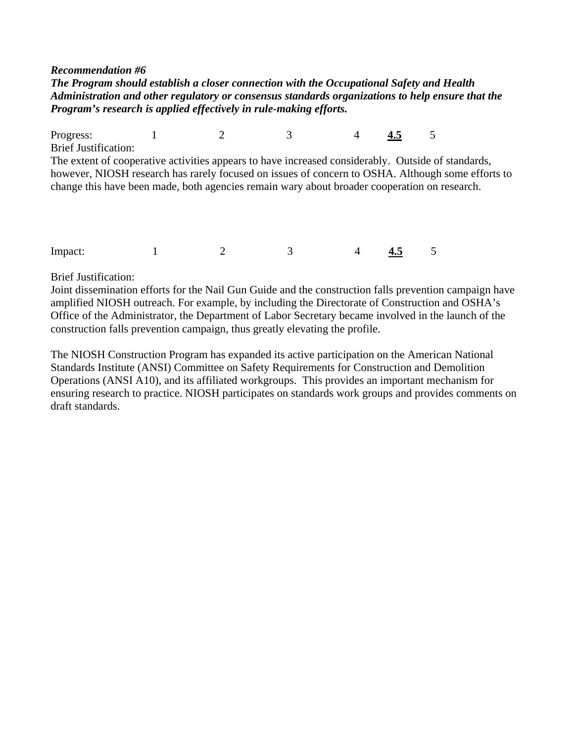***Recommendation #6***
***The Program should establish a closer connection with the Occupational Safety and Health Administration and other regulatory or consensus standards organizations to help ensure that the Program's research is applied effectively in rule-making efforts.***

Progress: 1 2 3 4 **4.5** 5

Brief Justification:
The extent of cooperative activities appears to have increased considerably. Outside of standards, however, NIOSH research has rarely focused on issues of concern to OSHA. Although some efforts to change this have been made, both agencies remain wary about broader cooperation on research.

Impact: 1 2 3 4 **4.5** 5

Brief Justification:
Joint dissemination efforts for the Nail Gun Guide and the construction falls prevention campaign have amplified NIOSH outreach. For example, by including the Directorate of Construction and OSHA's Office of the Administrator, the Department of Labor Secretary became involved in the launch of the construction falls prevention campaign, thus greatly elevating the profile.

The NIOSH Construction Program has expanded its active participation on the American National Standards Institute (ANSI) Committee on Safety Requirements for Construction and Demolition Operations (ANSI A10), and its affiliated workgroups. This provides an important mechanism for ensuring research to practice. NIOSH participates on standards work groups and provides comments on draft standards.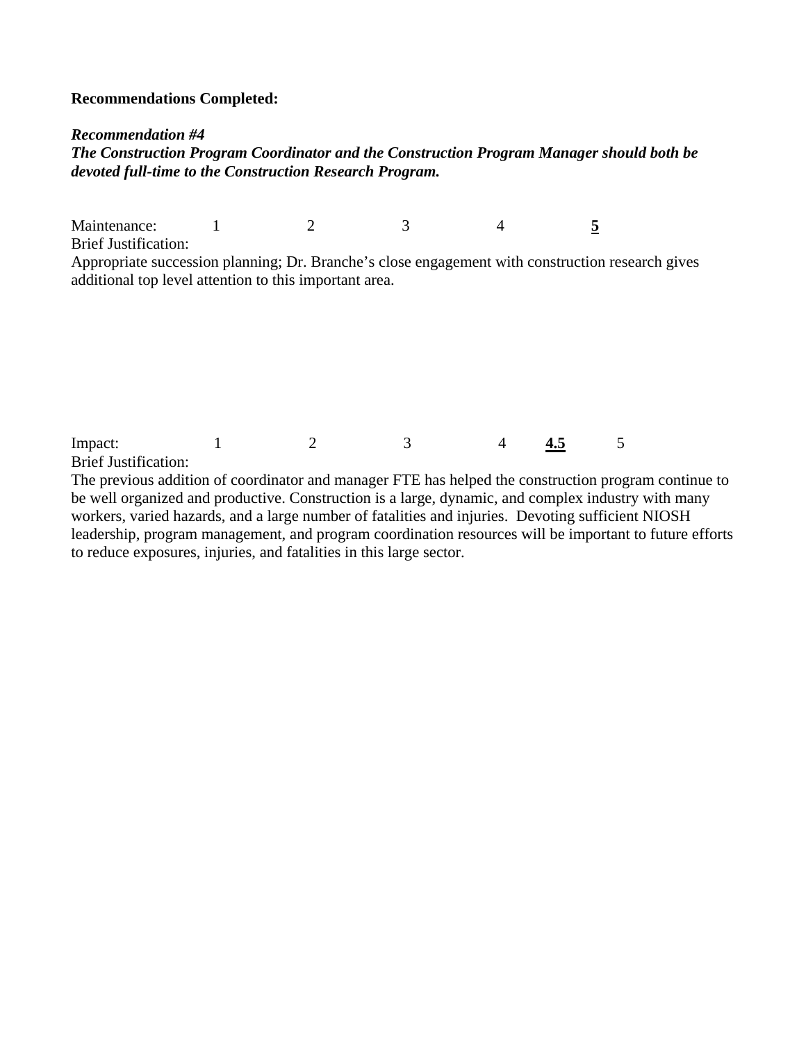**Recommendations Completed:**

***Recommendation #4***
***The Construction Program Coordinator and the Construction Program Manager should both be devoted full-time to the Construction Research Program.***

Maintenance: 1 2 3 4 **5**

Brief Justification:
Appropriate succession planning; Dr. Branche's close engagement with construction research gives additional top level attention to this important area.

Impact: 1 2 3 4 **4.5** 5

Brief Justification:
The previous addition of coordinator and manager FTE has helped the construction program continue to be well organized and productive. Construction is a large, dynamic, and complex industry with many workers, varied hazards, and a large number of fatalities and injuries. Devoting sufficient NIOSH leadership, program management, and program coordination resources will be important to future efforts to reduce exposures, injuries, and fatalities in this large sector.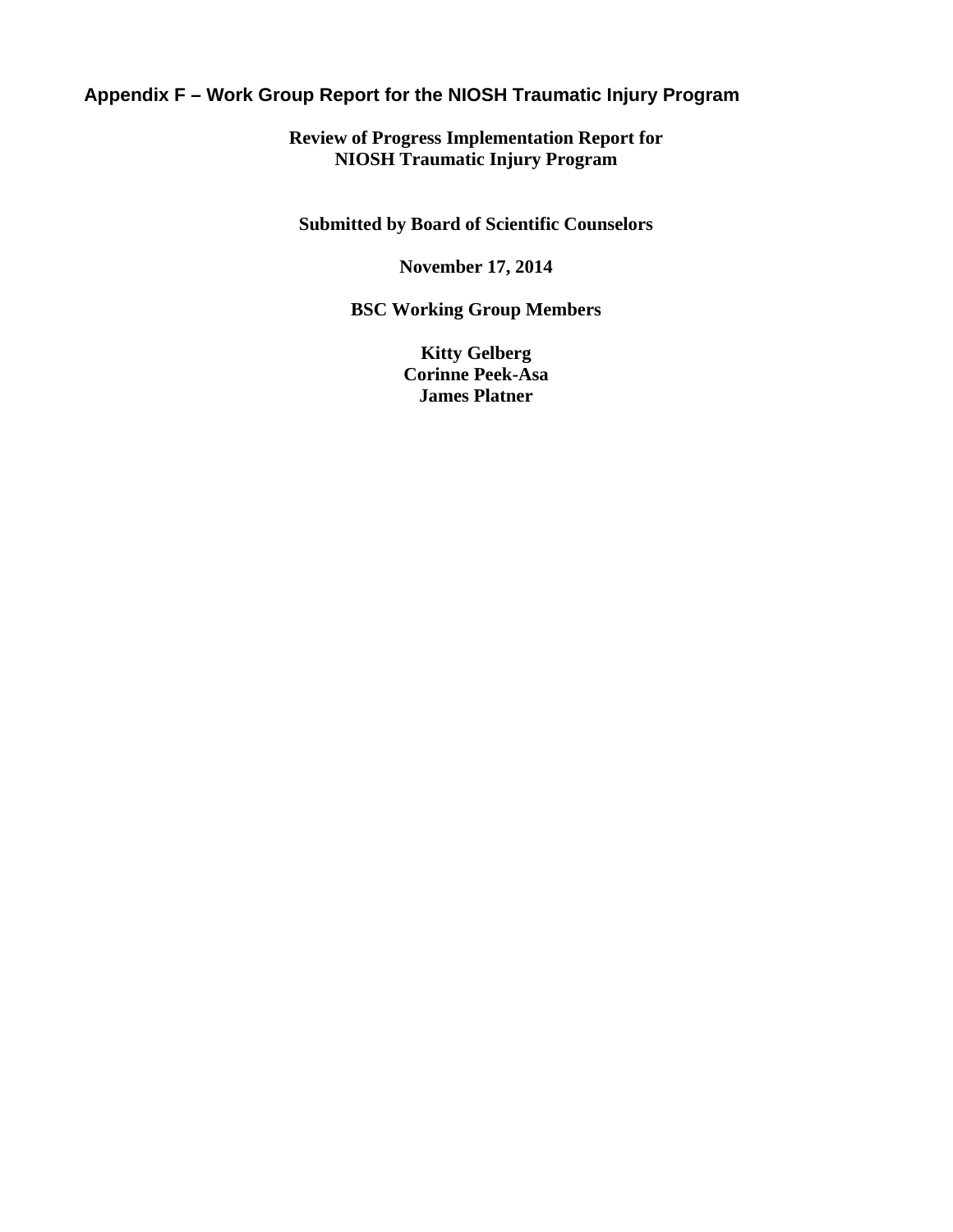# Appendix F – Work Group Report for the NIOSH Traumatic Injury Program

**Review of Progress Implementation Report for**
**NIOSH Traumatic Injury Program**

**Submitted by Board of Scientific Counselors**

**November 17, 2014**

**BSC Working Group Members**

**Kitty Gelberg**
**Corinne Peek-Asa**
**James Platner**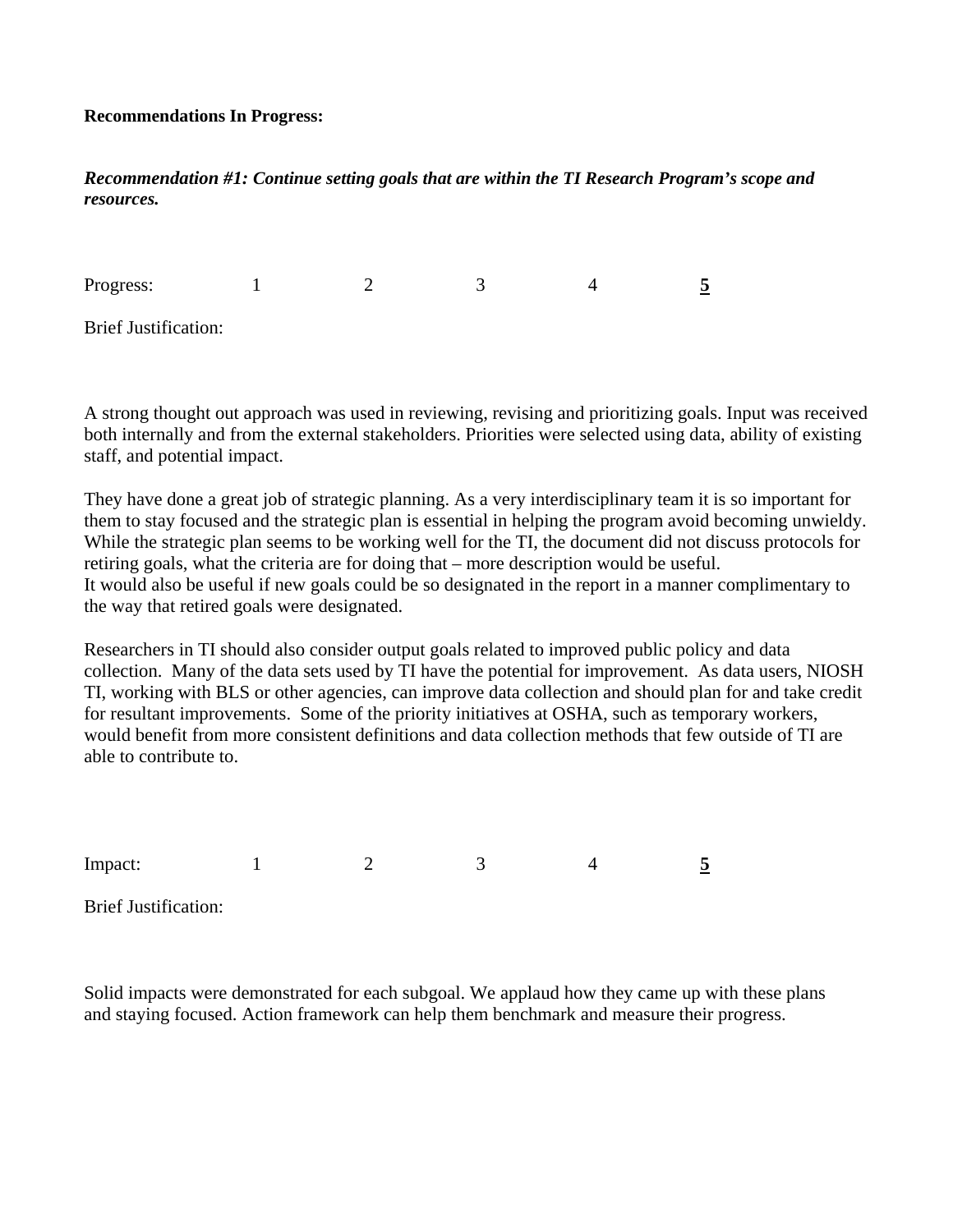**Recommendations In Progress:**

***Recommendation #1: Continue setting goals that are within the TI Research Program's scope and resources.***

Progress: 1 2 3 4 **<u>5</u>**

Brief Justification:

A strong thought out approach was used in reviewing, revising and prioritizing goals. Input was received both internally and from the external stakeholders. Priorities were selected using data, ability of existing staff, and potential impact.

They have done a great job of strategic planning. As a very interdisciplinary team it is so important for them to stay focused and the strategic plan is essential in helping the program avoid becoming unwieldy. While the strategic plan seems to be working well for the TI, the document did not discuss protocols for retiring goals, what the criteria are for doing that – more description would be useful.
It would also be useful if new goals could be so designated in the report in a manner complimentary to the way that retired goals were designated.

Researchers in TI should also consider output goals related to improved public policy and data collection. Many of the data sets used by TI have the potential for improvement. As data users, NIOSH TI, working with BLS or other agencies, can improve data collection and should plan for and take credit for resultant improvements. Some of the priority initiatives at OSHA, such as temporary workers, would benefit from more consistent definitions and data collection methods that few outside of TI are able to contribute to.

Impact: 1 2 3 4 **<u>5</u>**

Brief Justification:

Solid impacts were demonstrated for each subgoal. We applaud how they came up with these plans and staying focused. Action framework can help them benchmark and measure their progress.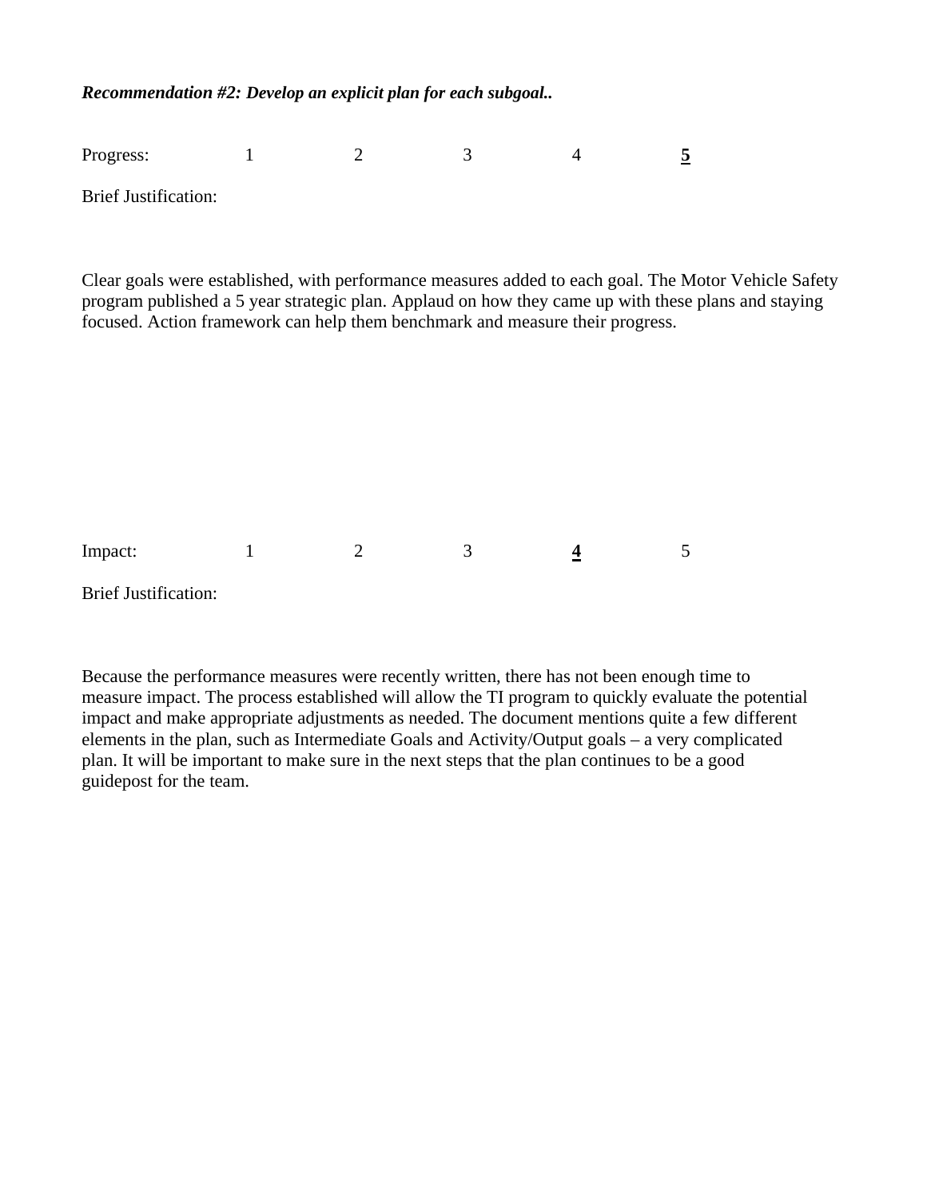***Recommendation #2: Develop an explicit plan for each subgoal..***

Progress: 1 2 3 4 **<u>5</u>**

Brief Justification:

Clear goals were established, with performance measures added to each goal. The Motor Vehicle Safety program published a 5 year strategic plan. Applaud on how they came up with these plans and staying focused. Action framework can help them benchmark and measure their progress.

Impact: 1 2 3 **<u>4</u>** 5

Brief Justification:

Because the performance measures were recently written, there has not been enough time to measure impact. The process established will allow the TI program to quickly evaluate the potential impact and make appropriate adjustments as needed. The document mentions quite a few different elements in the plan, such as Intermediate Goals and Activity/Output goals – a very complicated plan. It will be important to make sure in the next steps that the plan continues to be a good guidepost for the team.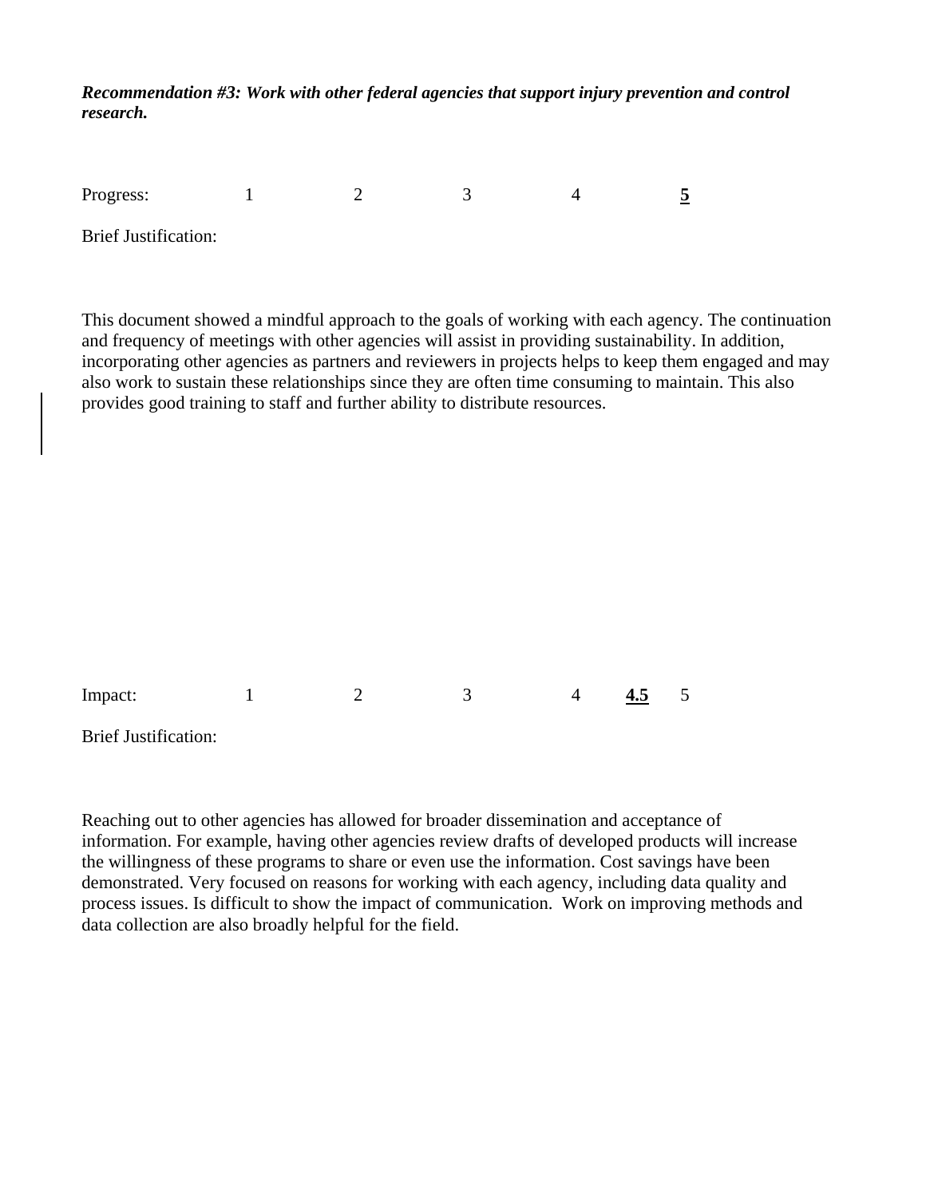***Recommendation #3: Work with other federal agencies that support injury prevention and control research.***

Progress: 1 2 3 4 **<u>5</u>**

Brief Justification:

This document showed a mindful approach to the goals of working with each agency. The continuation and frequency of meetings with other agencies will assist in providing sustainability. In addition, incorporating other agencies as partners and reviewers in projects helps to keep them engaged and may also work to sustain these relationships since they are often time consuming to maintain. This also provides good training to staff and further ability to distribute resources.

Impact: 1 2 3 4 **<u>4.5</u>** 5

Brief Justification:

Reaching out to other agencies has allowed for broader dissemination and acceptance of information. For example, having other agencies review drafts of developed products will increase the willingness of these programs to share or even use the information. Cost savings have been demonstrated. Very focused on reasons for working with each agency, including data quality and process issues. Is difficult to show the impact of communication. Work on improving methods and data collection are also broadly helpful for the field.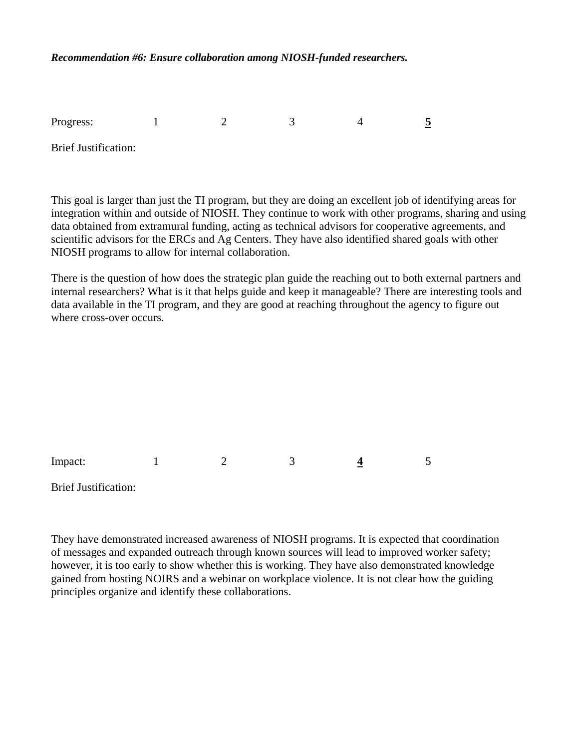***Recommendation #6: Ensure collaboration among NIOSH-funded researchers.***

Progress: 1 2 3 4 **<u>5</u>**

Brief Justification:

This goal is larger than just the TI program, but they are doing an excellent job of identifying areas for integration within and outside of NIOSH. They continue to work with other programs, sharing and using data obtained from extramural funding, acting as technical advisors for cooperative agreements, and scientific advisors for the ERCs and Ag Centers. They have also identified shared goals with other NIOSH programs to allow for internal collaboration.

There is the question of how does the strategic plan guide the reaching out to both external partners and internal researchers? What is it that helps guide and keep it manageable? There are interesting tools and data available in the TI program, and they are good at reaching throughout the agency to figure out where cross-over occurs.

Impact: 1 2 3 **<u>4</u>** 5

Brief Justification:

They have demonstrated increased awareness of NIOSH programs. It is expected that coordination of messages and expanded outreach through known sources will lead to improved worker safety; however, it is too early to show whether this is working. They have also demonstrated knowledge gained from hosting NOIRS and a webinar on workplace violence. It is not clear how the guiding principles organize and identify these collaborations.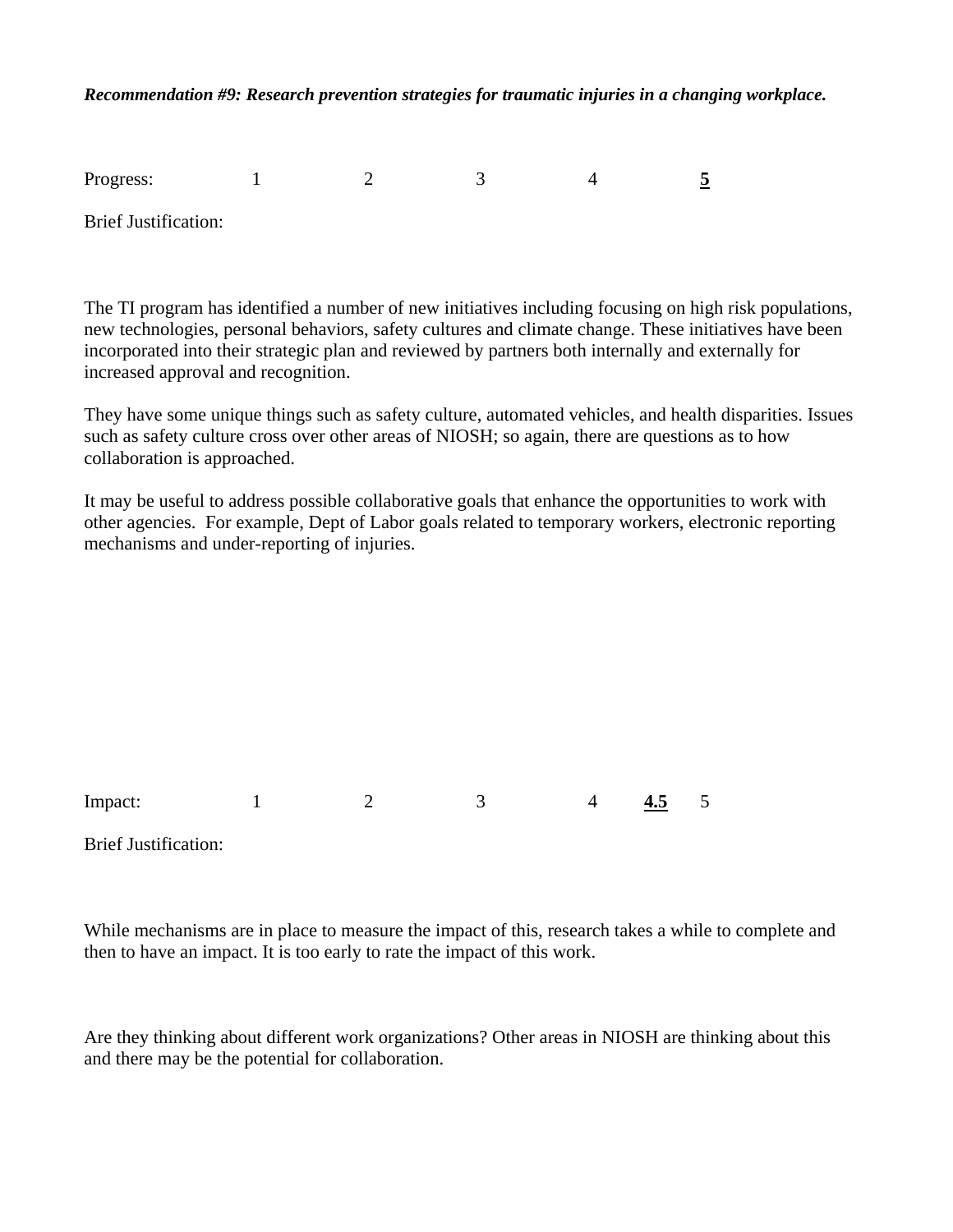***Recommendation #9: Research prevention strategies for traumatic injuries in a changing workplace.***

Progress: 1 2 3 4 **<u>5</u>**

Brief Justification:

The TI program has identified a number of new initiatives including focusing on high risk populations, new technologies, personal behaviors, safety cultures and climate change. These initiatives have been incorporated into their strategic plan and reviewed by partners both internally and externally for increased approval and recognition.

They have some unique things such as safety culture, automated vehicles, and health disparities. Issues such as safety culture cross over other areas of NIOSH; so again, there are questions as to how collaboration is approached.

It may be useful to address possible collaborative goals that enhance the opportunities to work with other agencies. For example, Dept of Labor goals related to temporary workers, electronic reporting mechanisms and under-reporting of injuries.

Impact: 1 2 3 4 **<u>4.5</u>** 5

Brief Justification:

While mechanisms are in place to measure the impact of this, research takes a while to complete and then to have an impact. It is too early to rate the impact of this work.

Are they thinking about different work organizations? Other areas in NIOSH are thinking about this and there may be the potential for collaboration.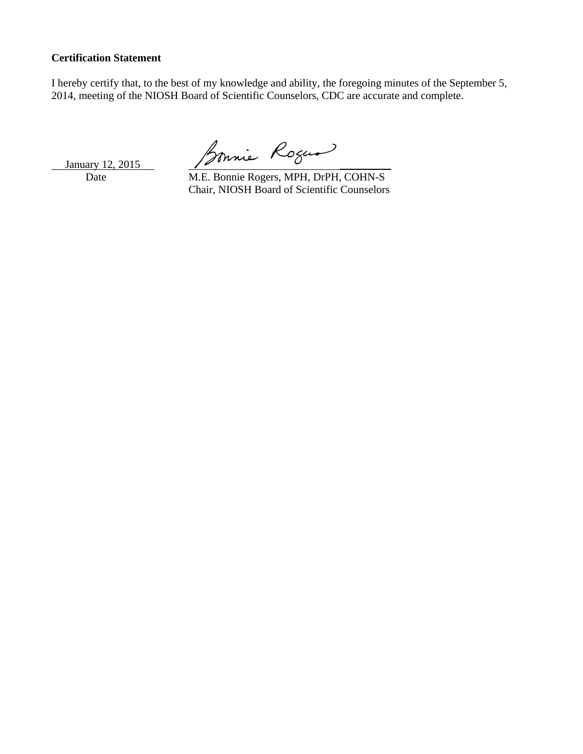**Certification Statement**

I hereby certify that, to the best of my knowledge and ability, the foregoing minutes of the September 5, 2014, meeting of the NIOSH Board of Scientific Counselors, CDC are accurate and complete.

January 12, 2015
Date

M.E. Bonnie Rogers, MPH, DrPH, COHN-S
Chair, NIOSH Board of Scientific Counselors